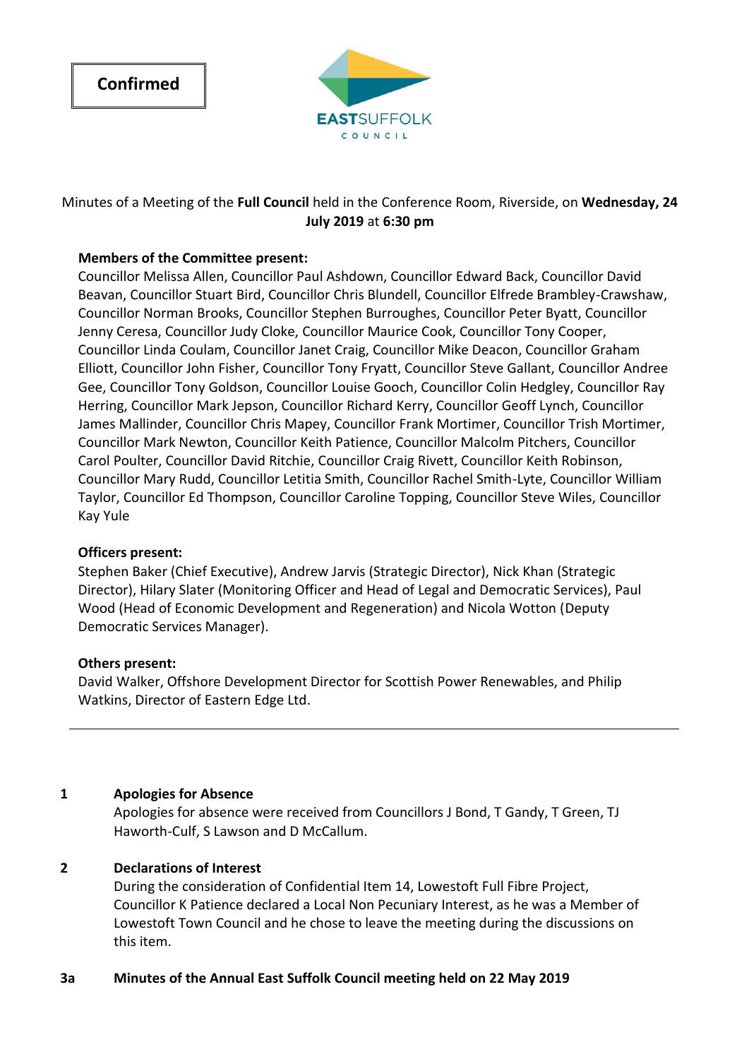**Confirmed**

EASTSUFFOLK
COUNCIL

Minutes of a Meeting of the **Full Council** held in the Conference Room, Riverside, on **Wednesday, 24 July 2019** at **6:30 pm**

**Members of the Committee present:**
Councillor Melissa Allen, Councillor Paul Ashdown, Councillor Edward Back, Councillor David Beavan, Councillor Stuart Bird, Councillor Chris Blundell, Councillor Elfrede Brambley-Crawshaw, Councillor Norman Brooks, Councillor Stephen Burroughes, Councillor Peter Byatt, Councillor Jenny Ceresa, Councillor Judy Cloke, Councillor Maurice Cook, Councillor Tony Cooper, Councillor Linda Coulam, Councillor Janet Craig, Councillor Mike Deacon, Councillor Graham Elliott, Councillor John Fisher, Councillor Tony Fryatt, Councillor Steve Gallant, Councillor Andree Gee, Councillor Tony Goldson, Councillor Louise Gooch, Councillor Colin Hedgley, Councillor Ray Herring, Councillor Mark Jepson, Councillor Richard Kerry, Councillor Geoff Lynch, Councillor James Mallinder, Councillor Chris Mapey, Councillor Frank Mortimer, Councillor Trish Mortimer, Councillor Mark Newton, Councillor Keith Patience, Councillor Malcolm Pitchers, Councillor Carol Poulter, Councillor David Ritchie, Councillor Craig Rivett, Councillor Keith Robinson, Councillor Mary Rudd, Councillor Letitia Smith, Councillor Rachel Smith-Lyte, Councillor William Taylor, Councillor Ed Thompson, Councillor Caroline Topping, Councillor Steve Wiles, Councillor Kay Yule

**Officers present:**
Stephen Baker (Chief Executive), Andrew Jarvis (Strategic Director), Nick Khan (Strategic Director), Hilary Slater (Monitoring Officer and Head of Legal and Democratic Services), Paul Wood (Head of Economic Development and Regeneration) and Nicola Wotton (Deputy Democratic Services Manager).

**Others present:**
David Walker, Offshore Development Director for Scottish Power Renewables, and Philip Watkins, Director of Eastern Edge Ltd.

---

## 1 Apologies for Absence

Apologies for absence were received from Councillors J Bond, T Gandy, T Green, TJ Haworth-Culf, S Lawson and D McCallum.

## 2 Declarations of Interest

During the consideration of Confidential Item 14, Lowestoft Full Fibre Project, Councillor K Patience declared a Local Non Pecuniary Interest, as he was a Member of Lowestoft Town Council and he chose to leave the meeting during the discussions on this item.

## 3a Minutes of the Annual East Suffolk Council meeting held on 22 May 2019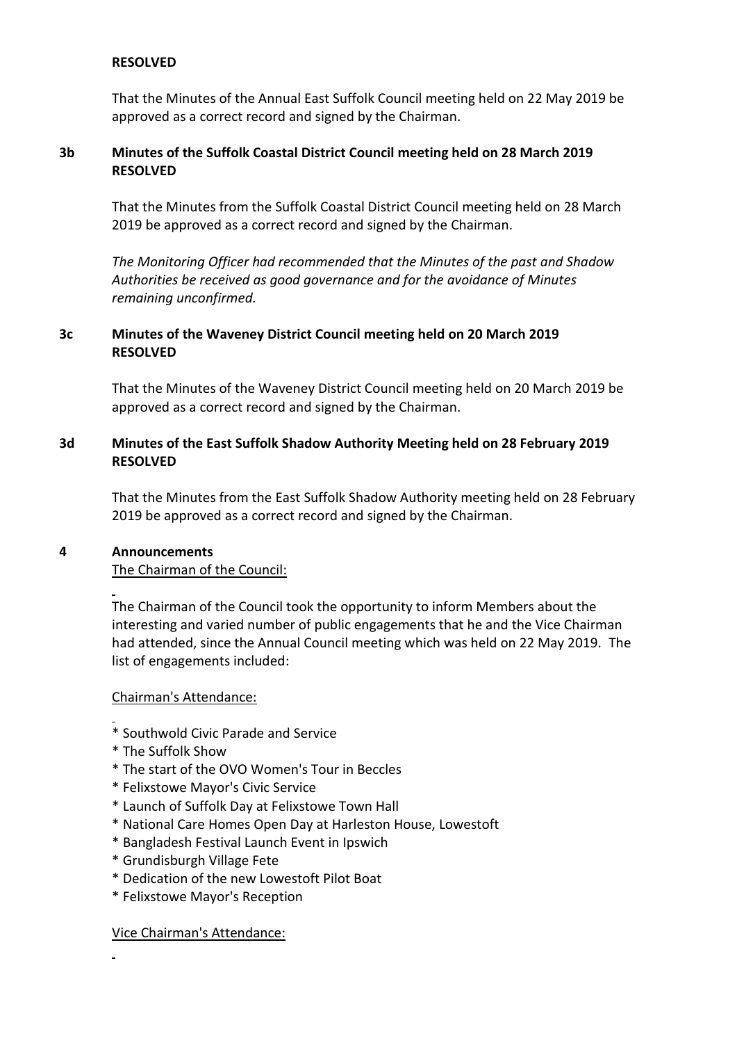**RESOLVED**

That the Minutes of the Annual East Suffolk Council meeting held on 22 May 2019 be approved as a correct record and signed by the Chairman.

### 3b Minutes of the Suffolk Coastal District Council meeting held on 28 March 2019

**RESOLVED**

That the Minutes from the Suffolk Coastal District Council meeting held on 28 March 2019 be approved as a correct record and signed by the Chairman.

*The Monitoring Officer had recommended that the Minutes of the past and Shadow Authorities be received as good governance and for the avoidance of Minutes remaining unconfirmed.*

### 3c Minutes of the Waveney District Council meeting held on 20 March 2019

**RESOLVED**

That the Minutes of the Waveney District Council meeting held on 20 March 2019 be approved as a correct record and signed by the Chairman.

### 3d Minutes of the East Suffolk Shadow Authority Meeting held on 28 February 2019

**RESOLVED**

That the Minutes from the East Suffolk Shadow Authority meeting held on 28 February 2019 be approved as a correct record and signed by the Chairman.

## 4 Announcements

The Chairman of the Council:

The Chairman of the Council took the opportunity to inform Members about the interesting and varied number of public engagements that he and the Vice Chairman had attended, since the Annual Council meeting which was held on 22 May 2019. The list of engagements included:

Chairman's Attendance:

* Southwold Civic Parade and Service
* The Suffolk Show
* The start of the OVO Women's Tour in Beccles
* Felixstowe Mayor's Civic Service
* Launch of Suffolk Day at Felixstowe Town Hall
* National Care Homes Open Day at Harleston House, Lowestoft
* Bangladesh Festival Launch Event in Ipswich
* Grundisburgh Village Fete
* Dedication of the new Lowestoft Pilot Boat
* Felixstowe Mayor's Reception

Vice Chairman's Attendance: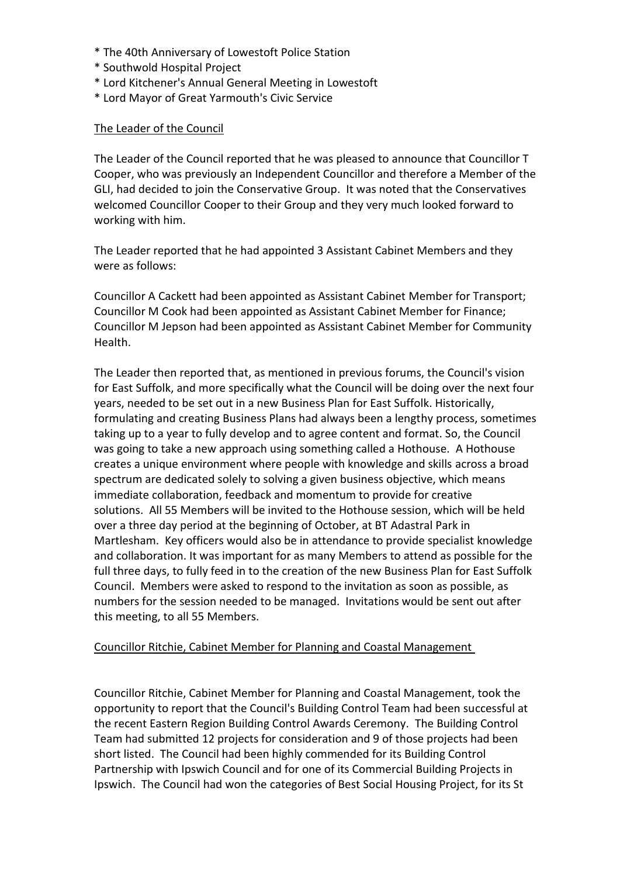* The 40th Anniversary of Lowestoft Police Station
* Southwold Hospital Project
* Lord Kitchener's Annual General Meeting in Lowestoft
* Lord Mayor of Great Yarmouth's Civic Service

The Leader of the Council

The Leader of the Council reported that he was pleased to announce that Councillor T Cooper, who was previously an Independent Councillor and therefore a Member of the GLI, had decided to join the Conservative Group. It was noted that the Conservatives welcomed Councillor Cooper to their Group and they very much looked forward to working with him.

The Leader reported that he had appointed 3 Assistant Cabinet Members and they were as follows:

Councillor A Cackett had been appointed as Assistant Cabinet Member for Transport;
Councillor M Cook had been appointed as Assistant Cabinet Member for Finance;
Councillor M Jepson had been appointed as Assistant Cabinet Member for Community Health.

The Leader then reported that, as mentioned in previous forums, the Council's vision for East Suffolk, and more specifically what the Council will be doing over the next four years, needed to be set out in a new Business Plan for East Suffolk. Historically, formulating and creating Business Plans had always been a lengthy process, sometimes taking up to a year to fully develop and to agree content and format. So, the Council was going to take a new approach using something called a Hothouse. A Hothouse creates a unique environment where people with knowledge and skills across a broad spectrum are dedicated solely to solving a given business objective, which means immediate collaboration, feedback and momentum to provide for creative solutions. All 55 Members will be invited to the Hothouse session, which will be held over a three day period at the beginning of October, at BT Adastral Park in Martlesham. Key officers would also be in attendance to provide specialist knowledge and collaboration. It was important for as many Members to attend as possible for the full three days, to fully feed in to the creation of the new Business Plan for East Suffolk Council. Members were asked to respond to the invitation as soon as possible, as numbers for the session needed to be managed. Invitations would be sent out after this meeting, to all 55 Members.

Councillor Ritchie, Cabinet Member for Planning and Coastal Management

Councillor Ritchie, Cabinet Member for Planning and Coastal Management, took the opportunity to report that the Council's Building Control Team had been successful at the recent Eastern Region Building Control Awards Ceremony. The Building Control Team had submitted 12 projects for consideration and 9 of those projects had been short listed. The Council had been highly commended for its Building Control Partnership with Ipswich Council and for one of its Commercial Building Projects in Ipswich. The Council had won the categories of Best Social Housing Project, for its St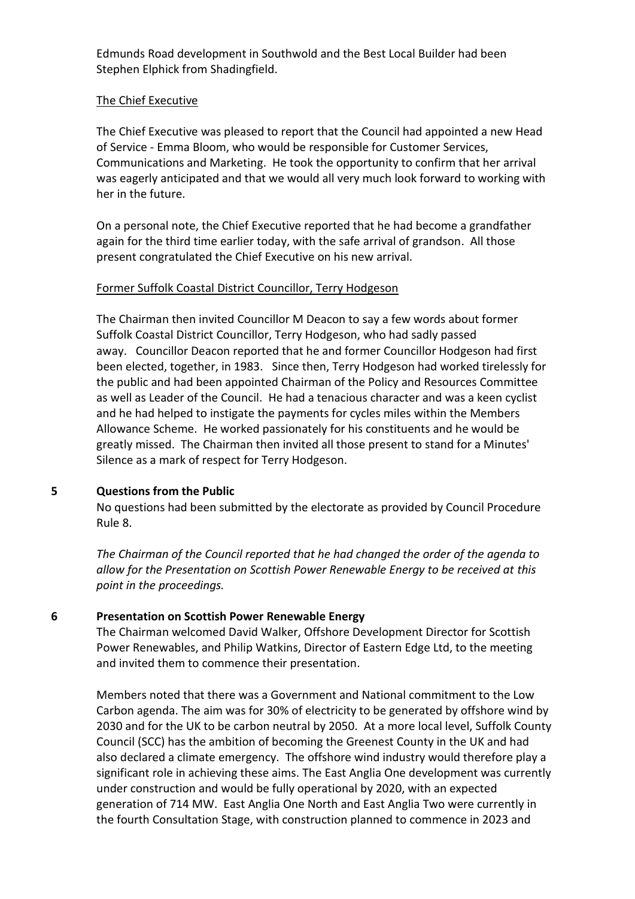Edmunds Road development in Southwold and the Best Local Builder had been Stephen Elphick from Shadingfield.

The Chief Executive

The Chief Executive was pleased to report that the Council had appointed a new Head of Service - Emma Bloom, who would be responsible for Customer Services, Communications and Marketing. He took the opportunity to confirm that her arrival was eagerly anticipated and that we would all very much look forward to working with her in the future.

On a personal note, the Chief Executive reported that he had become a grandfather again for the third time earlier today, with the safe arrival of grandson. All those present congratulated the Chief Executive on his new arrival.

Former Suffolk Coastal District Councillor, Terry Hodgeson

The Chairman then invited Councillor M Deacon to say a few words about former Suffolk Coastal District Councillor, Terry Hodgeson, who had sadly passed away. Councillor Deacon reported that he and former Councillor Hodgeson had first been elected, together, in 1983. Since then, Terry Hodgeson had worked tirelessly for the public and had been appointed Chairman of the Policy and Resources Committee as well as Leader of the Council. He had a tenacious character and was a keen cyclist and he had helped to instigate the payments for cycles miles within the Members Allowance Scheme. He worked passionately for his constituents and he would be greatly missed. The Chairman then invited all those present to stand for a Minutes' Silence as a mark of respect for Terry Hodgeson.

## 5 Questions from the Public

No questions had been submitted by the electorate as provided by Council Procedure Rule 8.

*The Chairman of the Council reported that he had changed the order of the agenda to allow for the Presentation on Scottish Power Renewable Energy to be received at this point in the proceedings.*

## 6 Presentation on Scottish Power Renewable Energy

The Chairman welcomed David Walker, Offshore Development Director for Scottish Power Renewables, and Philip Watkins, Director of Eastern Edge Ltd, to the meeting and invited them to commence their presentation.

Members noted that there was a Government and National commitment to the Low Carbon agenda. The aim was for 30% of electricity to be generated by offshore wind by 2030 and for the UK to be carbon neutral by 2050. At a more local level, Suffolk County Council (SCC) has the ambition of becoming the Greenest County in the UK and had also declared a climate emergency. The offshore wind industry would therefore play a significant role in achieving these aims. The East Anglia One development was currently under construction and would be fully operational by 2020, with an expected generation of 714 MW. East Anglia One North and East Anglia Two were currently in the fourth Consultation Stage, with construction planned to commence in 2023 and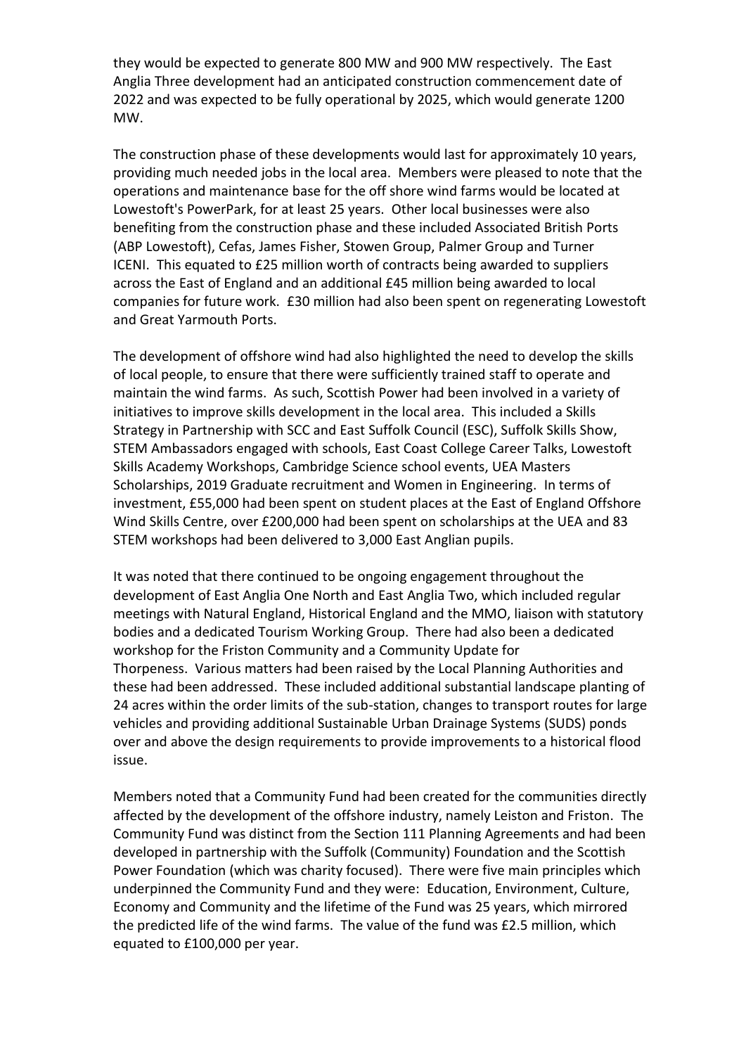they would be expected to generate 800 MW and 900 MW respectively. The East Anglia Three development had an anticipated construction commencement date of 2022 and was expected to be fully operational by 2025, which would generate 1200 MW.

The construction phase of these developments would last for approximately 10 years, providing much needed jobs in the local area. Members were pleased to note that the operations and maintenance base for the off shore wind farms would be located at Lowestoft's PowerPark, for at least 25 years. Other local businesses were also benefiting from the construction phase and these included Associated British Ports (ABP Lowestoft), Cefas, James Fisher, Stowen Group, Palmer Group and Turner ICENI. This equated to £25 million worth of contracts being awarded to suppliers across the East of England and an additional £45 million being awarded to local companies for future work. £30 million had also been spent on regenerating Lowestoft and Great Yarmouth Ports.

The development of offshore wind had also highlighted the need to develop the skills of local people, to ensure that there were sufficiently trained staff to operate and maintain the wind farms. As such, Scottish Power had been involved in a variety of initiatives to improve skills development in the local area. This included a Skills Strategy in Partnership with SCC and East Suffolk Council (ESC), Suffolk Skills Show, STEM Ambassadors engaged with schools, East Coast College Career Talks, Lowestoft Skills Academy Workshops, Cambridge Science school events, UEA Masters Scholarships, 2019 Graduate recruitment and Women in Engineering. In terms of investment, £55,000 had been spent on student places at the East of England Offshore Wind Skills Centre, over £200,000 had been spent on scholarships at the UEA and 83 STEM workshops had been delivered to 3,000 East Anglian pupils.

It was noted that there continued to be ongoing engagement throughout the development of East Anglia One North and East Anglia Two, which included regular meetings with Natural England, Historical England and the MMO, liaison with statutory bodies and a dedicated Tourism Working Group. There had also been a dedicated workshop for the Friston Community and a Community Update for Thorpeness. Various matters had been raised by the Local Planning Authorities and these had been addressed. These included additional substantial landscape planting of 24 acres within the order limits of the sub-station, changes to transport routes for large vehicles and providing additional Sustainable Urban Drainage Systems (SUDS) ponds over and above the design requirements to provide improvements to a historical flood issue.

Members noted that a Community Fund had been created for the communities directly affected by the development of the offshore industry, namely Leiston and Friston. The Community Fund was distinct from the Section 111 Planning Agreements and had been developed in partnership with the Suffolk (Community) Foundation and the Scottish Power Foundation (which was charity focused). There were five main principles which underpinned the Community Fund and they were: Education, Environment, Culture, Economy and Community and the lifetime of the Fund was 25 years, which mirrored the predicted life of the wind farms. The value of the fund was £2.5 million, which equated to £100,000 per year.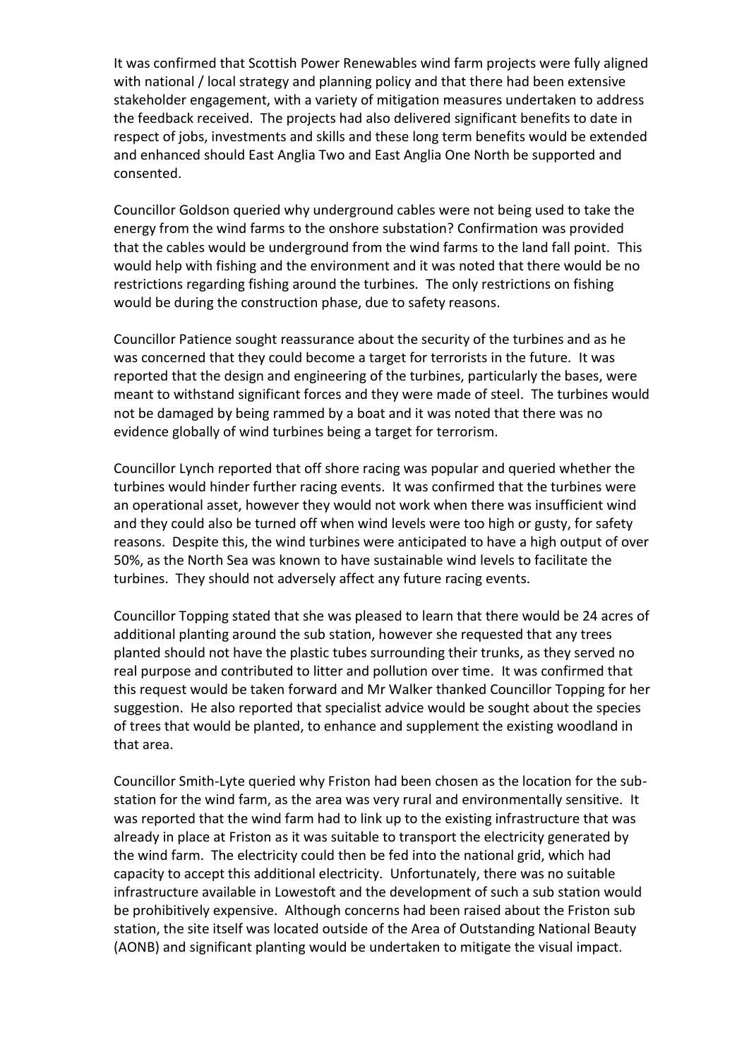It was confirmed that Scottish Power Renewables wind farm projects were fully aligned with national / local strategy and planning policy and that there had been extensive stakeholder engagement, with a variety of mitigation measures undertaken to address the feedback received. The projects had also delivered significant benefits to date in respect of jobs, investments and skills and these long term benefits would be extended and enhanced should East Anglia Two and East Anglia One North be supported and consented.

Councillor Goldson queried why underground cables were not being used to take the energy from the wind farms to the onshore substation? Confirmation was provided that the cables would be underground from the wind farms to the land fall point. This would help with fishing and the environment and it was noted that there would be no restrictions regarding fishing around the turbines. The only restrictions on fishing would be during the construction phase, due to safety reasons.

Councillor Patience sought reassurance about the security of the turbines and as he was concerned that they could become a target for terrorists in the future. It was reported that the design and engineering of the turbines, particularly the bases, were meant to withstand significant forces and they were made of steel. The turbines would not be damaged by being rammed by a boat and it was noted that there was no evidence globally of wind turbines being a target for terrorism.

Councillor Lynch reported that off shore racing was popular and queried whether the turbines would hinder further racing events. It was confirmed that the turbines were an operational asset, however they would not work when there was insufficient wind and they could also be turned off when wind levels were too high or gusty, for safety reasons. Despite this, the wind turbines were anticipated to have a high output of over 50%, as the North Sea was known to have sustainable wind levels to facilitate the turbines. They should not adversely affect any future racing events.

Councillor Topping stated that she was pleased to learn that there would be 24 acres of additional planting around the sub station, however she requested that any trees planted should not have the plastic tubes surrounding their trunks, as they served no real purpose and contributed to litter and pollution over time. It was confirmed that this request would be taken forward and Mr Walker thanked Councillor Topping for her suggestion. He also reported that specialist advice would be sought about the species of trees that would be planted, to enhance and supplement the existing woodland in that area.

Councillor Smith-Lyte queried why Friston had been chosen as the location for the sub-station for the wind farm, as the area was very rural and environmentally sensitive. It was reported that the wind farm had to link up to the existing infrastructure that was already in place at Friston as it was suitable to transport the electricity generated by the wind farm. The electricity could then be fed into the national grid, which had capacity to accept this additional electricity. Unfortunately, there was no suitable infrastructure available in Lowestoft and the development of such a sub station would be prohibitively expensive. Although concerns had been raised about the Friston sub station, the site itself was located outside of the Area of Outstanding National Beauty (AONB) and significant planting would be undertaken to mitigate the visual impact.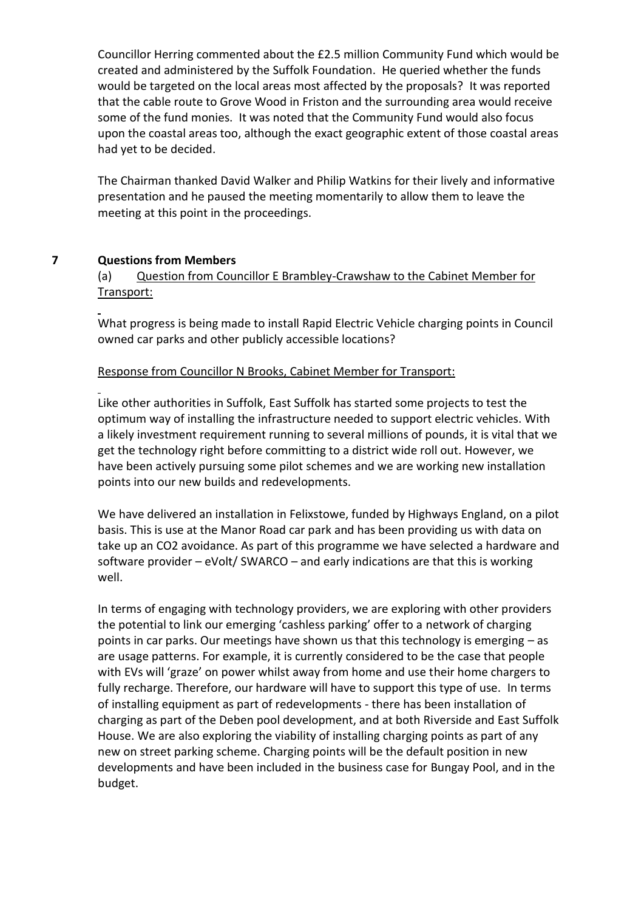Councillor Herring commented about the £2.5 million Community Fund which would be created and administered by the Suffolk Foundation. He queried whether the funds would be targeted on the local areas most affected by the proposals? It was reported that the cable route to Grove Wood in Friston and the surrounding area would receive some of the fund monies. It was noted that the Community Fund would also focus upon the coastal areas too, although the exact geographic extent of those coastal areas had yet to be decided.

The Chairman thanked David Walker and Philip Watkins for their lively and informative presentation and he paused the meeting momentarily to allow them to leave the meeting at this point in the proceedings.

## 7 Questions from Members

(a) Question from Councillor E Brambley-Crawshaw to the Cabinet Member for Transport:

What progress is being made to install Rapid Electric Vehicle charging points in Council owned car parks and other publicly accessible locations?

Response from Councillor N Brooks, Cabinet Member for Transport:

Like other authorities in Suffolk, East Suffolk has started some projects to test the optimum way of installing the infrastructure needed to support electric vehicles. With a likely investment requirement running to several millions of pounds, it is vital that we get the technology right before committing to a district wide roll out. However, we have been actively pursuing some pilot schemes and we are working new installation points into our new builds and redevelopments.

We have delivered an installation in Felixstowe, funded by Highways England, on a pilot basis. This is use at the Manor Road car park and has been providing us with data on take up an CO2 avoidance. As part of this programme we have selected a hardware and software provider – eVolt/ SWARCO – and early indications are that this is working well.

In terms of engaging with technology providers, we are exploring with other providers the potential to link our emerging 'cashless parking' offer to a network of charging points in car parks. Our meetings have shown us that this technology is emerging – as are usage patterns. For example, it is currently considered to be the case that people with EVs will 'graze' on power whilst away from home and use their home chargers to fully recharge. Therefore, our hardware will have to support this type of use. In terms of installing equipment as part of redevelopments - there has been installation of charging as part of the Deben pool development, and at both Riverside and East Suffolk House. We are also exploring the viability of installing charging points as part of any new on street parking scheme. Charging points will be the default position in new developments and have been included in the business case for Bungay Pool, and in the budget.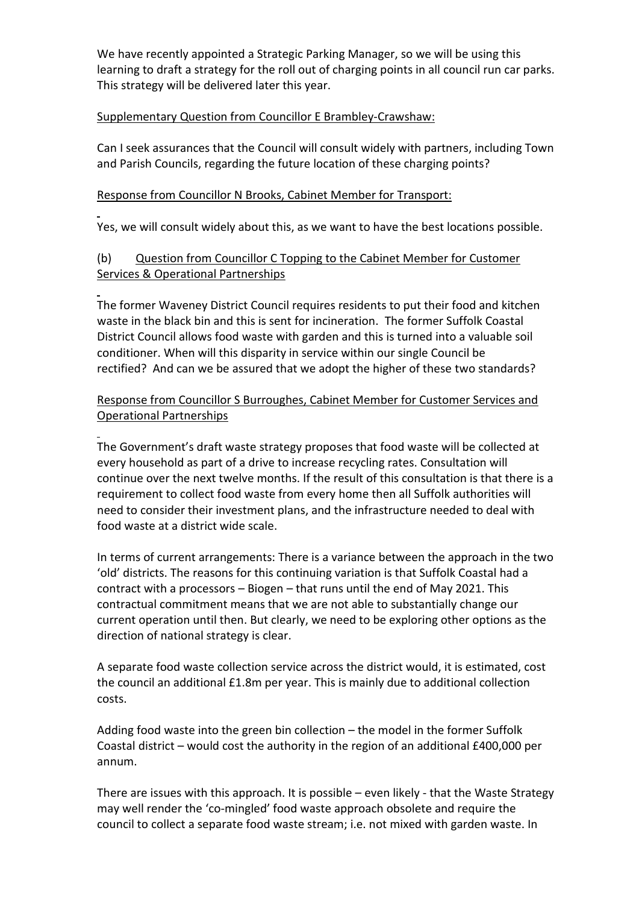We have recently appointed a Strategic Parking Manager, so we will be using this learning to draft a strategy for the roll out of charging points in all council run car parks. This strategy will be delivered later this year.

Supplementary Question from Councillor E Brambley-Crawshaw:

Can I seek assurances that the Council will consult widely with partners, including Town and Parish Councils, regarding the future location of these charging points?

Response from Councillor N Brooks, Cabinet Member for Transport:

Yes, we will consult widely about this, as we want to have the best locations possible.

(b) Question from Councillor C Topping to the Cabinet Member for Customer Services & Operational Partnerships

The former Waveney District Council requires residents to put their food and kitchen waste in the black bin and this is sent for incineration. The former Suffolk Coastal District Council allows food waste with garden and this is turned into a valuable soil conditioner. When will this disparity in service within our single Council be rectified? And can we be assured that we adopt the higher of these two standards?

Response from Councillor S Burroughes, Cabinet Member for Customer Services and Operational Partnerships

The Government's draft waste strategy proposes that food waste will be collected at every household as part of a drive to increase recycling rates. Consultation will continue over the next twelve months. If the result of this consultation is that there is a requirement to collect food waste from every home then all Suffolk authorities will need to consider their investment plans, and the infrastructure needed to deal with food waste at a district wide scale.

In terms of current arrangements: There is a variance between the approach in the two 'old' districts. The reasons for this continuing variation is that Suffolk Coastal had a contract with a processors – Biogen – that runs until the end of May 2021. This contractual commitment means that we are not able to substantially change our current operation until then. But clearly, we need to be exploring other options as the direction of national strategy is clear.

A separate food waste collection service across the district would, it is estimated, cost the council an additional £1.8m per year. This is mainly due to additional collection costs.

Adding food waste into the green bin collection – the model in the former Suffolk Coastal district – would cost the authority in the region of an additional £400,000 per annum.

There are issues with this approach. It is possible – even likely - that the Waste Strategy may well render the 'co-mingled' food waste approach obsolete and require the council to collect a separate food waste stream; i.e. not mixed with garden waste. In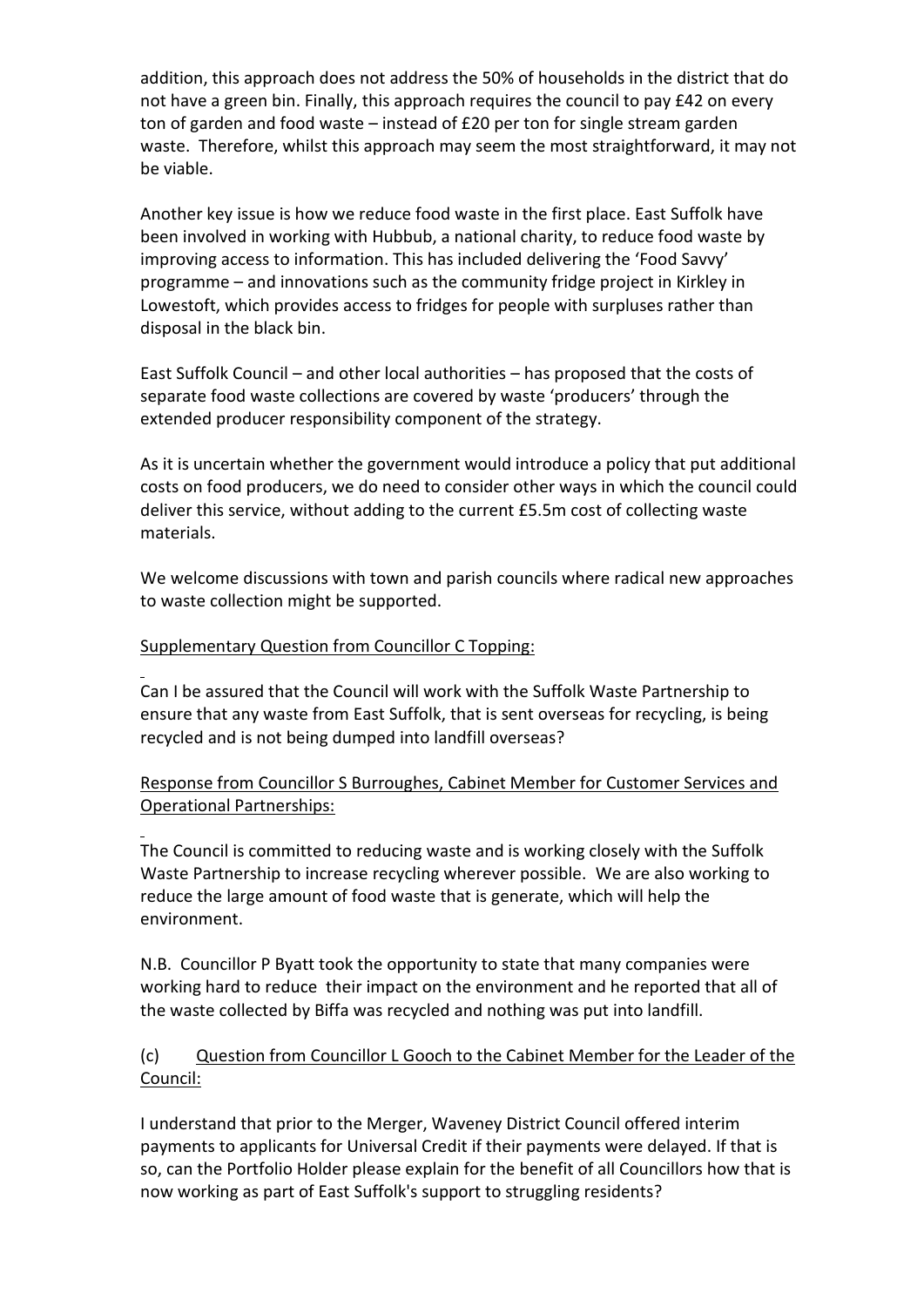addition, this approach does not address the 50% of households in the district that do not have a green bin. Finally, this approach requires the council to pay £42 on every ton of garden and food waste – instead of £20 per ton for single stream garden waste. Therefore, whilst this approach may seem the most straightforward, it may not be viable.

Another key issue is how we reduce food waste in the first place. East Suffolk have been involved in working with Hubbub, a national charity, to reduce food waste by improving access to information. This has included delivering the 'Food Savvy' programme – and innovations such as the community fridge project in Kirkley in Lowestoft, which provides access to fridges for people with surpluses rather than disposal in the black bin.

East Suffolk Council – and other local authorities – has proposed that the costs of separate food waste collections are covered by waste 'producers' through the extended producer responsibility component of the strategy.

As it is uncertain whether the government would introduce a policy that put additional costs on food producers, we do need to consider other ways in which the council could deliver this service, without adding to the current £5.5m cost of collecting waste materials.

We welcome discussions with town and parish councils where radical new approaches to waste collection might be supported.

Supplementary Question from Councillor C Topping:

Can I be assured that the Council will work with the Suffolk Waste Partnership to ensure that any waste from East Suffolk, that is sent overseas for recycling, is being recycled and is not being dumped into landfill overseas?

Response from Councillor S Burroughes, Cabinet Member for Customer Services and Operational Partnerships:

The Council is committed to reducing waste and is working closely with the Suffolk Waste Partnership to increase recycling wherever possible. We are also working to reduce the large amount of food waste that is generate, which will help the environment.

N.B. Councillor P Byatt took the opportunity to state that many companies were working hard to reduce their impact on the environment and he reported that all of the waste collected by Biffa was recycled and nothing was put into landfill.

(c) Question from Councillor L Gooch to the Cabinet Member for the Leader of the Council:

I understand that prior to the Merger, Waveney District Council offered interim payments to applicants for Universal Credit if their payments were delayed. If that is so, can the Portfolio Holder please explain for the benefit of all Councillors how that is now working as part of East Suffolk's support to struggling residents?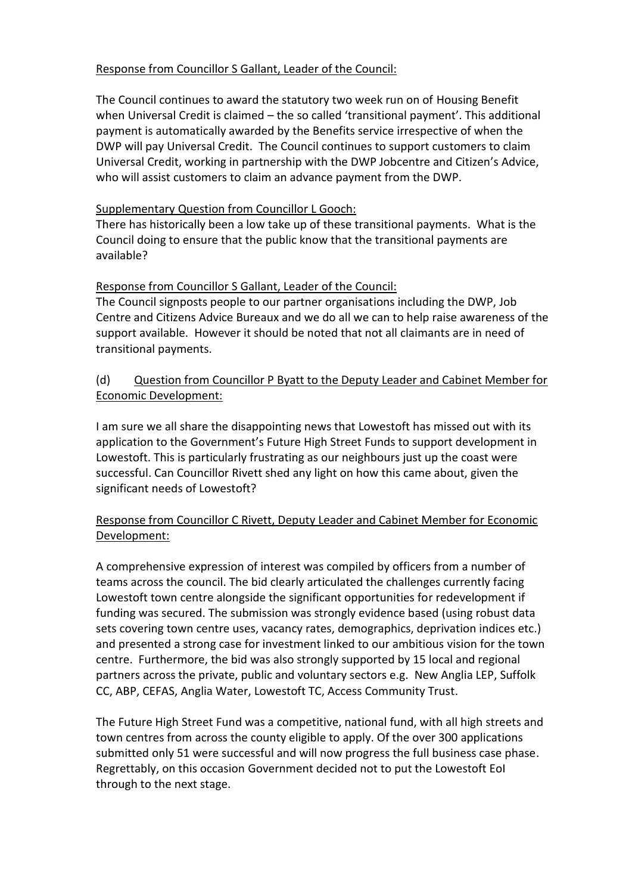Response from Councillor S Gallant, Leader of the Council:

The Council continues to award the statutory two week run on of Housing Benefit when Universal Credit is claimed – the so called 'transitional payment'. This additional payment is automatically awarded by the Benefits service irrespective of when the DWP will pay Universal Credit. The Council continues to support customers to claim Universal Credit, working in partnership with the DWP Jobcentre and Citizen's Advice, who will assist customers to claim an advance payment from the DWP.

Supplementary Question from Councillor L Gooch:

There has historically been a low take up of these transitional payments. What is the Council doing to ensure that the public know that the transitional payments are available?

Response from Councillor S Gallant, Leader of the Council:

The Council signposts people to our partner organisations including the DWP, Job Centre and Citizens Advice Bureaux and we do all we can to help raise awareness of the support available. However it should be noted that not all claimants are in need of transitional payments.

(d) Question from Councillor P Byatt to the Deputy Leader and Cabinet Member for Economic Development:

I am sure we all share the disappointing news that Lowestoft has missed out with its application to the Government's Future High Street Funds to support development in Lowestoft. This is particularly frustrating as our neighbours just up the coast were successful. Can Councillor Rivett shed any light on how this came about, given the significant needs of Lowestoft?

Response from Councillor C Rivett, Deputy Leader and Cabinet Member for Economic Development:

A comprehensive expression of interest was compiled by officers from a number of teams across the council. The bid clearly articulated the challenges currently facing Lowestoft town centre alongside the significant opportunities for redevelopment if funding was secured. The submission was strongly evidence based (using robust data sets covering town centre uses, vacancy rates, demographics, deprivation indices etc.) and presented a strong case for investment linked to our ambitious vision for the town centre. Furthermore, the bid was also strongly supported by 15 local and regional partners across the private, public and voluntary sectors e.g. New Anglia LEP, Suffolk CC, ABP, CEFAS, Anglia Water, Lowestoft TC, Access Community Trust.

The Future High Street Fund was a competitive, national fund, with all high streets and town centres from across the county eligible to apply. Of the over 300 applications submitted only 51 were successful and will now progress the full business case phase. Regrettably, on this occasion Government decided not to put the Lowestoft EoI through to the next stage.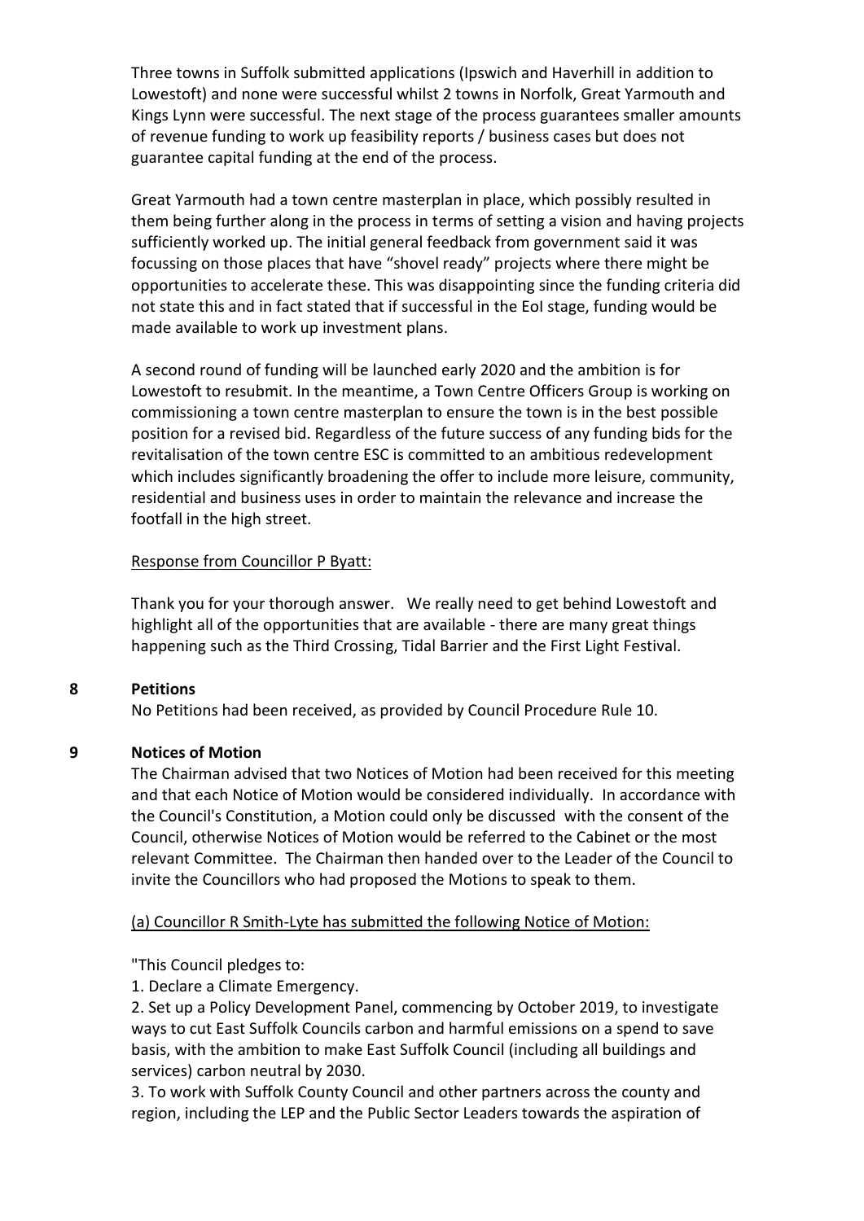Three towns in Suffolk submitted applications (Ipswich and Haverhill in addition to Lowestoft) and none were successful whilst 2 towns in Norfolk, Great Yarmouth and Kings Lynn were successful. The next stage of the process guarantees smaller amounts of revenue funding to work up feasibility reports / business cases but does not guarantee capital funding at the end of the process.

Great Yarmouth had a town centre masterplan in place, which possibly resulted in them being further along in the process in terms of setting a vision and having projects sufficiently worked up. The initial general feedback from government said it was focussing on those places that have "shovel ready" projects where there might be opportunities to accelerate these. This was disappointing since the funding criteria did not state this and in fact stated that if successful in the EoI stage, funding would be made available to work up investment plans.

A second round of funding will be launched early 2020 and the ambition is for Lowestoft to resubmit. In the meantime, a Town Centre Officers Group is working on commissioning a town centre masterplan to ensure the town is in the best possible position for a revised bid. Regardless of the future success of any funding bids for the revitalisation of the town centre ESC is committed to an ambitious redevelopment which includes significantly broadening the offer to include more leisure, community, residential and business uses in order to maintain the relevance and increase the footfall in the high street.

Response from Councillor P Byatt:

Thank you for your thorough answer. We really need to get behind Lowestoft and highlight all of the opportunities that are available - there are many great things happening such as the Third Crossing, Tidal Barrier and the First Light Festival.

## 8 Petitions

No Petitions had been received, as provided by Council Procedure Rule 10.

## 9 Notices of Motion

The Chairman advised that two Notices of Motion had been received for this meeting and that each Notice of Motion would be considered individually. In accordance with the Council's Constitution, a Motion could only be discussed with the consent of the Council, otherwise Notices of Motion would be referred to the Cabinet or the most relevant Committee. The Chairman then handed over to the Leader of the Council to invite the Councillors who had proposed the Motions to speak to them.

(a) Councillor R Smith-Lyte has submitted the following Notice of Motion:

"This Council pledges to:

1. Declare a Climate Emergency.
2. Set up a Policy Development Panel, commencing by October 2019, to investigate ways to cut East Suffolk Councils carbon and harmful emissions on a spend to save basis, with the ambition to make East Suffolk Council (including all buildings and services) carbon neutral by 2030.
3. To work with Suffolk County Council and other partners across the county and region, including the LEP and the Public Sector Leaders towards the aspiration of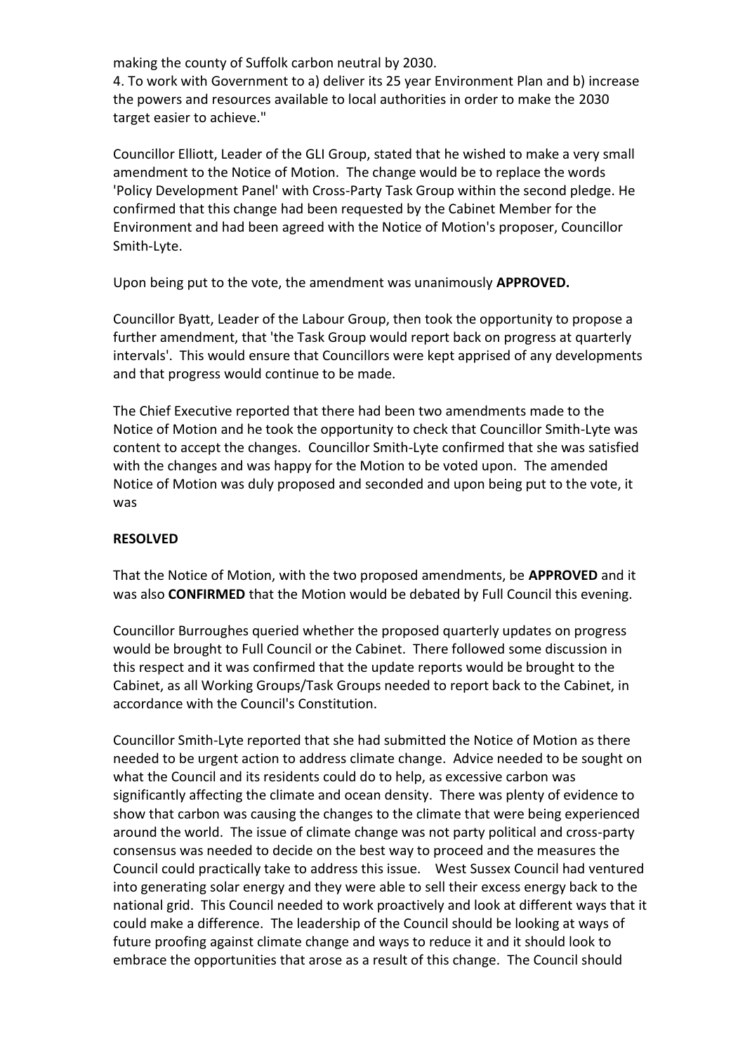making the county of Suffolk carbon neutral by 2030.
4. To work with Government to a) deliver its 25 year Environment Plan and b) increase the powers and resources available to local authorities in order to make the 2030 target easier to achieve."

Councillor Elliott, Leader of the GLI Group, stated that he wished to make a very small amendment to the Notice of Motion. The change would be to replace the words 'Policy Development Panel' with Cross-Party Task Group within the second pledge. He confirmed that this change had been requested by the Cabinet Member for the Environment and had been agreed with the Notice of Motion's proposer, Councillor Smith-Lyte.

Upon being put to the vote, the amendment was unanimously **APPROVED.**

Councillor Byatt, Leader of the Labour Group, then took the opportunity to propose a further amendment, that 'the Task Group would report back on progress at quarterly intervals'. This would ensure that Councillors were kept apprised of any developments and that progress would continue to be made.

The Chief Executive reported that there had been two amendments made to the Notice of Motion and he took the opportunity to check that Councillor Smith-Lyte was content to accept the changes. Councillor Smith-Lyte confirmed that she was satisfied with the changes and was happy for the Motion to be voted upon. The amended Notice of Motion was duly proposed and seconded and upon being put to the vote, it was

**RESOLVED**

That the Notice of Motion, with the two proposed amendments, be **APPROVED** and it was also **CONFIRMED** that the Motion would be debated by Full Council this evening.

Councillor Burroughes queried whether the proposed quarterly updates on progress would be brought to Full Council or the Cabinet. There followed some discussion in this respect and it was confirmed that the update reports would be brought to the Cabinet, as all Working Groups/Task Groups needed to report back to the Cabinet, in accordance with the Council's Constitution.

Councillor Smith-Lyte reported that she had submitted the Notice of Motion as there needed to be urgent action to address climate change. Advice needed to be sought on what the Council and its residents could do to help, as excessive carbon was significantly affecting the climate and ocean density. There was plenty of evidence to show that carbon was causing the changes to the climate that were being experienced around the world. The issue of climate change was not party political and cross-party consensus was needed to decide on the best way to proceed and the measures the Council could practically take to address this issue. West Sussex Council had ventured into generating solar energy and they were able to sell their excess energy back to the national grid. This Council needed to work proactively and look at different ways that it could make a difference. The leadership of the Council should be looking at ways of future proofing against climate change and ways to reduce it and it should look to embrace the opportunities that arose as a result of this change. The Council should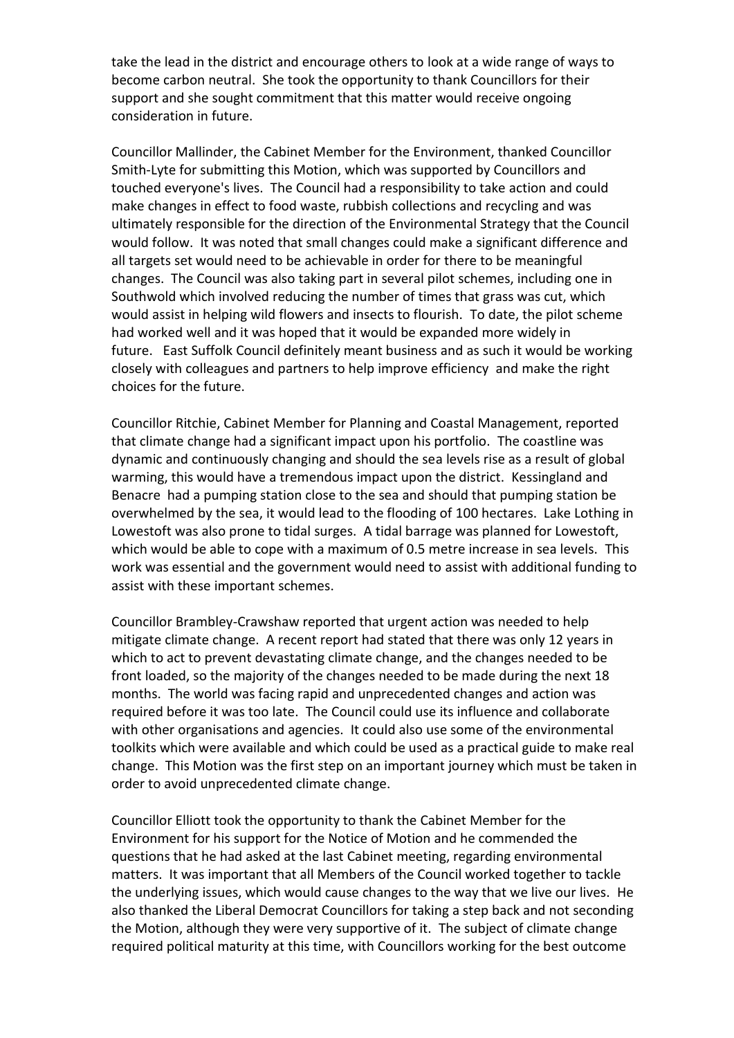take the lead in the district and encourage others to look at a wide range of ways to become carbon neutral. She took the opportunity to thank Councillors for their support and she sought commitment that this matter would receive ongoing consideration in future.

Councillor Mallinder, the Cabinet Member for the Environment, thanked Councillor Smith-Lyte for submitting this Motion, which was supported by Councillors and touched everyone's lives. The Council had a responsibility to take action and could make changes in effect to food waste, rubbish collections and recycling and was ultimately responsible for the direction of the Environmental Strategy that the Council would follow. It was noted that small changes could make a significant difference and all targets set would need to be achievable in order for there to be meaningful changes. The Council was also taking part in several pilot schemes, including one in Southwold which involved reducing the number of times that grass was cut, which would assist in helping wild flowers and insects to flourish. To date, the pilot scheme had worked well and it was hoped that it would be expanded more widely in future. East Suffolk Council definitely meant business and as such it would be working closely with colleagues and partners to help improve efficiency and make the right choices for the future.

Councillor Ritchie, Cabinet Member for Planning and Coastal Management, reported that climate change had a significant impact upon his portfolio. The coastline was dynamic and continuously changing and should the sea levels rise as a result of global warming, this would have a tremendous impact upon the district. Kessingland and Benacre had a pumping station close to the sea and should that pumping station be overwhelmed by the sea, it would lead to the flooding of 100 hectares. Lake Lothing in Lowestoft was also prone to tidal surges. A tidal barrage was planned for Lowestoft, which would be able to cope with a maximum of 0.5 metre increase in sea levels. This work was essential and the government would need to assist with additional funding to assist with these important schemes.

Councillor Brambley-Crawshaw reported that urgent action was needed to help mitigate climate change. A recent report had stated that there was only 12 years in which to act to prevent devastating climate change, and the changes needed to be front loaded, so the majority of the changes needed to be made during the next 18 months. The world was facing rapid and unprecedented changes and action was required before it was too late. The Council could use its influence and collaborate with other organisations and agencies. It could also use some of the environmental toolkits which were available and which could be used as a practical guide to make real change. This Motion was the first step on an important journey which must be taken in order to avoid unprecedented climate change.

Councillor Elliott took the opportunity to thank the Cabinet Member for the Environment for his support for the Notice of Motion and he commended the questions that he had asked at the last Cabinet meeting, regarding environmental matters. It was important that all Members of the Council worked together to tackle the underlying issues, which would cause changes to the way that we live our lives. He also thanked the Liberal Democrat Councillors for taking a step back and not seconding the Motion, although they were very supportive of it. The subject of climate change required political maturity at this time, with Councillors working for the best outcome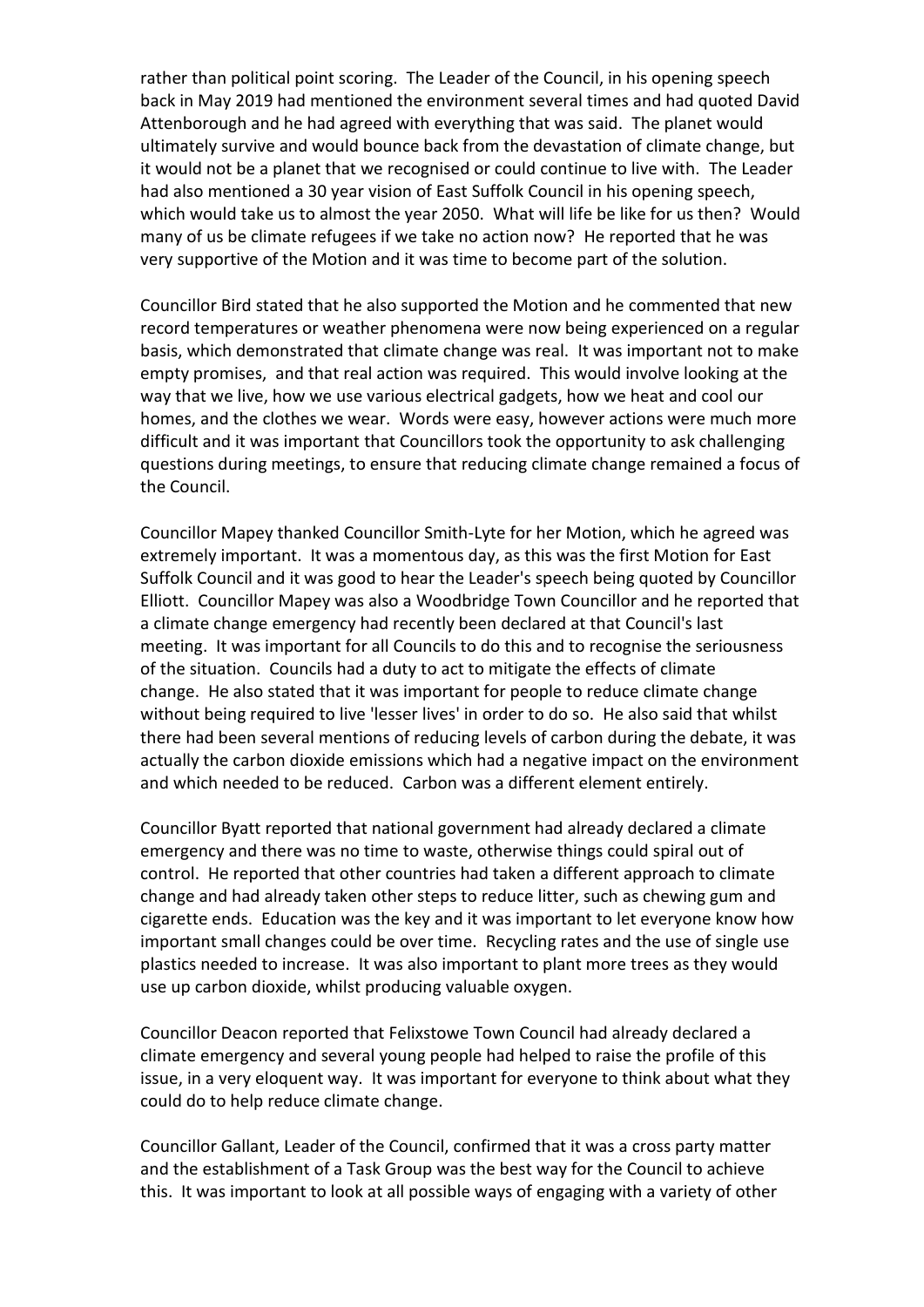rather than political point scoring. The Leader of the Council, in his opening speech back in May 2019 had mentioned the environment several times and had quoted David Attenborough and he had agreed with everything that was said. The planet would ultimately survive and would bounce back from the devastation of climate change, but it would not be a planet that we recognised or could continue to live with. The Leader had also mentioned a 30 year vision of East Suffolk Council in his opening speech, which would take us to almost the year 2050. What will life be like for us then? Would many of us be climate refugees if we take no action now? He reported that he was very supportive of the Motion and it was time to become part of the solution.

Councillor Bird stated that he also supported the Motion and he commented that new record temperatures or weather phenomena were now being experienced on a regular basis, which demonstrated that climate change was real. It was important not to make empty promises, and that real action was required. This would involve looking at the way that we live, how we use various electrical gadgets, how we heat and cool our homes, and the clothes we wear. Words were easy, however actions were much more difficult and it was important that Councillors took the opportunity to ask challenging questions during meetings, to ensure that reducing climate change remained a focus of the Council.

Councillor Mapey thanked Councillor Smith-Lyte for her Motion, which he agreed was extremely important. It was a momentous day, as this was the first Motion for East Suffolk Council and it was good to hear the Leader's speech being quoted by Councillor Elliott. Councillor Mapey was also a Woodbridge Town Councillor and he reported that a climate change emergency had recently been declared at that Council's last meeting. It was important for all Councils to do this and to recognise the seriousness of the situation. Councils had a duty to act to mitigate the effects of climate change. He also stated that it was important for people to reduce climate change without being required to live 'lesser lives' in order to do so. He also said that whilst there had been several mentions of reducing levels of carbon during the debate, it was actually the carbon dioxide emissions which had a negative impact on the environment and which needed to be reduced. Carbon was a different element entirely.

Councillor Byatt reported that national government had already declared a climate emergency and there was no time to waste, otherwise things could spiral out of control. He reported that other countries had taken a different approach to climate change and had already taken other steps to reduce litter, such as chewing gum and cigarette ends. Education was the key and it was important to let everyone know how important small changes could be over time. Recycling rates and the use of single use plastics needed to increase. It was also important to plant more trees as they would use up carbon dioxide, whilst producing valuable oxygen.

Councillor Deacon reported that Felixstowe Town Council had already declared a climate emergency and several young people had helped to raise the profile of this issue, in a very eloquent way. It was important for everyone to think about what they could do to help reduce climate change.

Councillor Gallant, Leader of the Council, confirmed that it was a cross party matter and the establishment of a Task Group was the best way for the Council to achieve this. It was important to look at all possible ways of engaging with a variety of other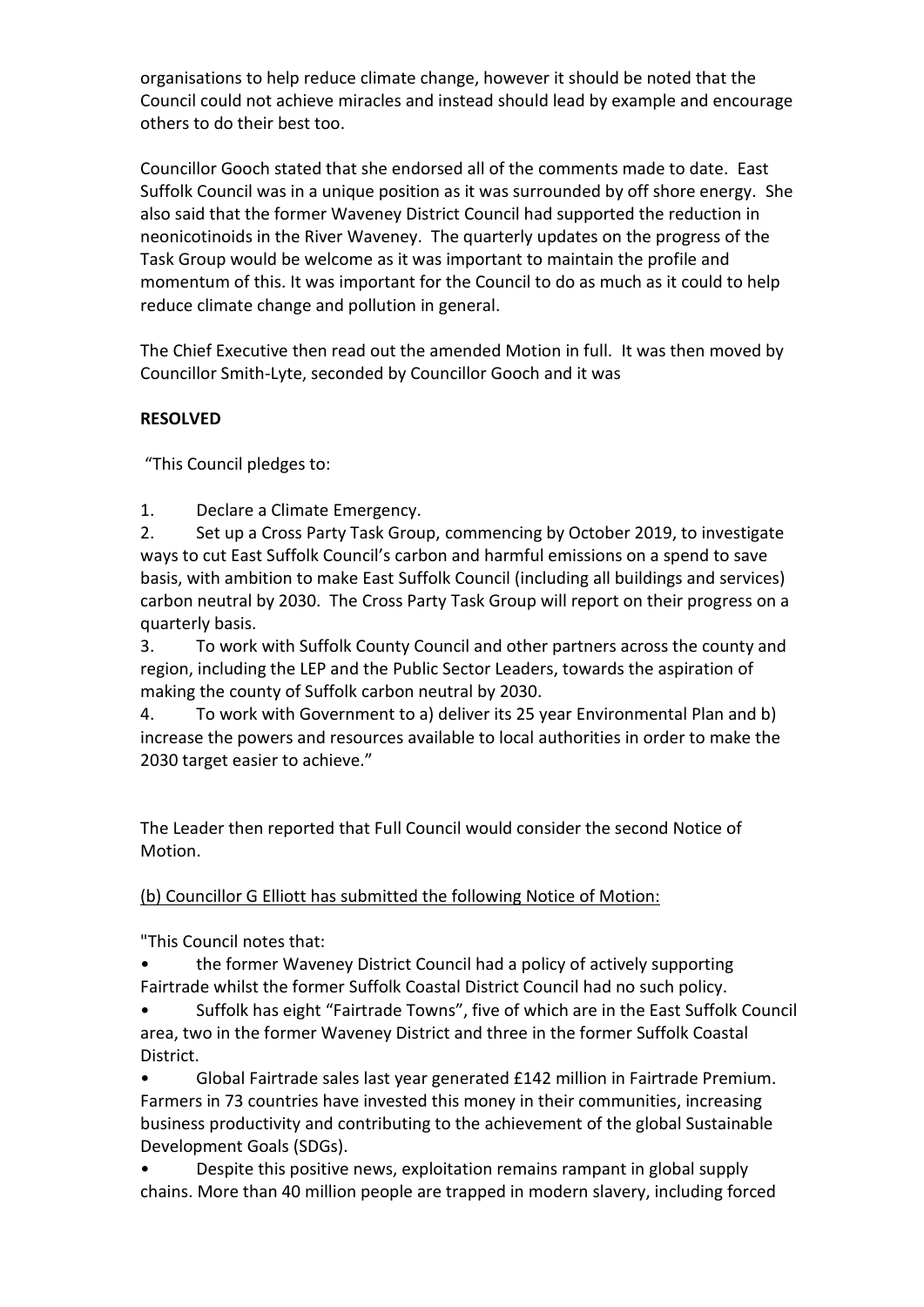organisations to help reduce climate change, however it should be noted that the Council could not achieve miracles and instead should lead by example and encourage others to do their best too.

Councillor Gooch stated that she endorsed all of the comments made to date. East Suffolk Council was in a unique position as it was surrounded by off shore energy. She also said that the former Waveney District Council had supported the reduction in neonicotinoids in the River Waveney. The quarterly updates on the progress of the Task Group would be welcome as it was important to maintain the profile and momentum of this. It was important for the Council to do as much as it could to help reduce climate change and pollution in general.

The Chief Executive then read out the amended Motion in full. It was then moved by Councillor Smith-Lyte, seconded by Councillor Gooch and it was

**RESOLVED**

"This Council pledges to:

1. Declare a Climate Emergency.
2. Set up a Cross Party Task Group, commencing by October 2019, to investigate ways to cut East Suffolk Council's carbon and harmful emissions on a spend to save basis, with ambition to make East Suffolk Council (including all buildings and services) carbon neutral by 2030. The Cross Party Task Group will report on their progress on a quarterly basis.
3. To work with Suffolk County Council and other partners across the county and region, including the LEP and the Public Sector Leaders, towards the aspiration of making the county of Suffolk carbon neutral by 2030.
4. To work with Government to a) deliver its 25 year Environmental Plan and b) increase the powers and resources available to local authorities in order to make the 2030 target easier to achieve."

The Leader then reported that Full Council would consider the second Notice of Motion.

(b) Councillor G Elliott has submitted the following Notice of Motion:

"This Council notes that:

- the former Waveney District Council had a policy of actively supporting Fairtrade whilst the former Suffolk Coastal District Council had no such policy.
- Suffolk has eight "Fairtrade Towns", five of which are in the East Suffolk Council area, two in the former Waveney District and three in the former Suffolk Coastal District.
- Global Fairtrade sales last year generated £142 million in Fairtrade Premium. Farmers in 73 countries have invested this money in their communities, increasing business productivity and contributing to the achievement of the global Sustainable Development Goals (SDGs).
- Despite this positive news, exploitation remains rampant in global supply chains. More than 40 million people are trapped in modern slavery, including forced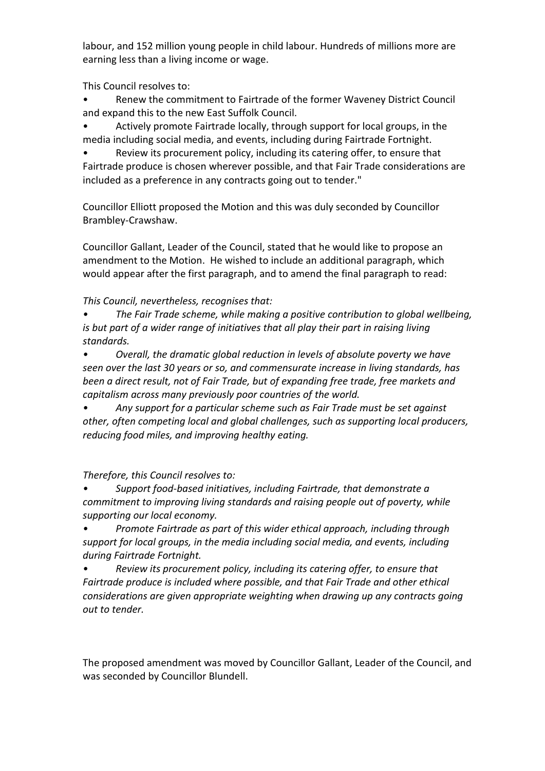labour, and 152 million young people in child labour. Hundreds of millions more are earning less than a living income or wage.

This Council resolves to:

- Renew the commitment to Fairtrade of the former Waveney District Council and expand this to the new East Suffolk Council.
- Actively promote Fairtrade locally, through support for local groups, in the media including social media, and events, including during Fairtrade Fortnight.
- Review its procurement policy, including its catering offer, to ensure that Fairtrade produce is chosen wherever possible, and that Fair Trade considerations are included as a preference in any contracts going out to tender."

Councillor Elliott proposed the Motion and this was duly seconded by Councillor Brambley-Crawshaw.

Councillor Gallant, Leader of the Council, stated that he would like to propose an amendment to the Motion. He wished to include an additional paragraph, which would appear after the first paragraph, and to amend the final paragraph to read:

*This Council, nevertheless, recognises that:*

- *The Fair Trade scheme, while making a positive contribution to global wellbeing, is but part of a wider range of initiatives that all play their part in raising living standards.*
- *Overall, the dramatic global reduction in levels of absolute poverty we have seen over the last 30 years or so, and commensurate increase in living standards, has been a direct result, not of Fair Trade, but of expanding free trade, free markets and capitalism across many previously poor countries of the world.*
- *Any support for a particular scheme such as Fair Trade must be set against other, often competing local and global challenges, such as supporting local producers, reducing food miles, and improving healthy eating.*

*Therefore, this Council resolves to:*

- *Support food-based initiatives, including Fairtrade, that demonstrate a commitment to improving living standards and raising people out of poverty, while supporting our local economy.*
- *Promote Fairtrade as part of this wider ethical approach, including through support for local groups, in the media including social media, and events, including during Fairtrade Fortnight.*
- *Review its procurement policy, including its catering offer, to ensure that Fairtrade produce is included where possible, and that Fair Trade and other ethical considerations are given appropriate weighting when drawing up any contracts going out to tender.*

The proposed amendment was moved by Councillor Gallant, Leader of the Council, and was seconded by Councillor Blundell.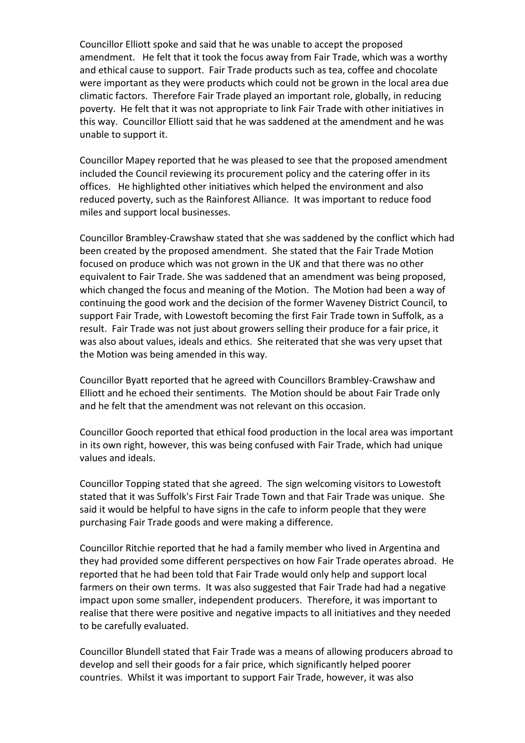Councillor Elliott spoke and said that he was unable to accept the proposed amendment. He felt that it took the focus away from Fair Trade, which was a worthy and ethical cause to support. Fair Trade products such as tea, coffee and chocolate were important as they were products which could not be grown in the local area due climatic factors. Therefore Fair Trade played an important role, globally, in reducing poverty. He felt that it was not appropriate to link Fair Trade with other initiatives in this way. Councillor Elliott said that he was saddened at the amendment and he was unable to support it.

Councillor Mapey reported that he was pleased to see that the proposed amendment included the Council reviewing its procurement policy and the catering offer in its offices. He highlighted other initiatives which helped the environment and also reduced poverty, such as the Rainforest Alliance. It was important to reduce food miles and support local businesses.

Councillor Brambley-Crawshaw stated that she was saddened by the conflict which had been created by the proposed amendment. She stated that the Fair Trade Motion focused on produce which was not grown in the UK and that there was no other equivalent to Fair Trade. She was saddened that an amendment was being proposed, which changed the focus and meaning of the Motion. The Motion had been a way of continuing the good work and the decision of the former Waveney District Council, to support Fair Trade, with Lowestoft becoming the first Fair Trade town in Suffolk, as a result. Fair Trade was not just about growers selling their produce for a fair price, it was also about values, ideals and ethics. She reiterated that she was very upset that the Motion was being amended in this way.

Councillor Byatt reported that he agreed with Councillors Brambley-Crawshaw and Elliott and he echoed their sentiments. The Motion should be about Fair Trade only and he felt that the amendment was not relevant on this occasion.

Councillor Gooch reported that ethical food production in the local area was important in its own right, however, this was being confused with Fair Trade, which had unique values and ideals.

Councillor Topping stated that she agreed. The sign welcoming visitors to Lowestoft stated that it was Suffolk's First Fair Trade Town and that Fair Trade was unique. She said it would be helpful to have signs in the cafe to inform people that they were purchasing Fair Trade goods and were making a difference.

Councillor Ritchie reported that he had a family member who lived in Argentina and they had provided some different perspectives on how Fair Trade operates abroad. He reported that he had been told that Fair Trade would only help and support local farmers on their own terms. It was also suggested that Fair Trade had had a negative impact upon some smaller, independent producers. Therefore, it was important to realise that there were positive and negative impacts to all initiatives and they needed to be carefully evaluated.

Councillor Blundell stated that Fair Trade was a means of allowing producers abroad to develop and sell their goods for a fair price, which significantly helped poorer countries. Whilst it was important to support Fair Trade, however, it was also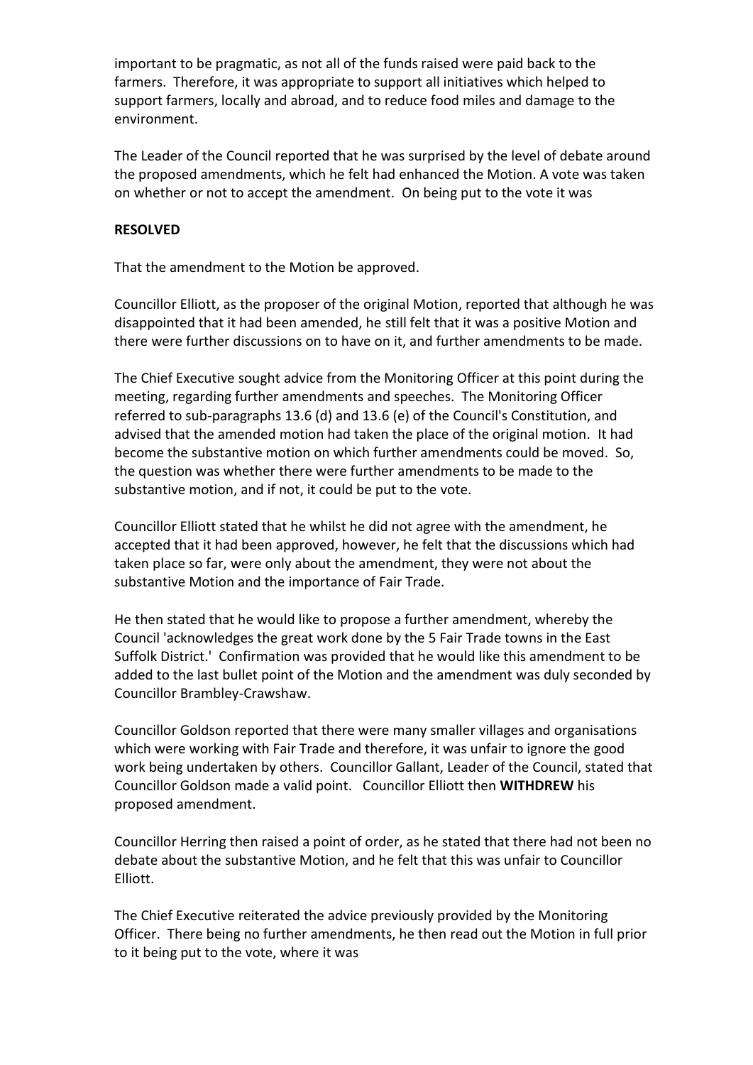important to be pragmatic, as not all of the funds raised were paid back to the farmers. Therefore, it was appropriate to support all initiatives which helped to support farmers, locally and abroad, and to reduce food miles and damage to the environment.

The Leader of the Council reported that he was surprised by the level of debate around the proposed amendments, which he felt had enhanced the Motion. A vote was taken on whether or not to accept the amendment. On being put to the vote it was

**RESOLVED**

That the amendment to the Motion be approved.

Councillor Elliott, as the proposer of the original Motion, reported that although he was disappointed that it had been amended, he still felt that it was a positive Motion and there were further discussions on to have on it, and further amendments to be made.

The Chief Executive sought advice from the Monitoring Officer at this point during the meeting, regarding further amendments and speeches. The Monitoring Officer referred to sub-paragraphs 13.6 (d) and 13.6 (e) of the Council's Constitution, and advised that the amended motion had taken the place of the original motion. It had become the substantive motion on which further amendments could be moved. So, the question was whether there were further amendments to be made to the substantive motion, and if not, it could be put to the vote.

Councillor Elliott stated that he whilst he did not agree with the amendment, he accepted that it had been approved, however, he felt that the discussions which had taken place so far, were only about the amendment, they were not about the substantive Motion and the importance of Fair Trade.

He then stated that he would like to propose a further amendment, whereby the Council 'acknowledges the great work done by the 5 Fair Trade towns in the East Suffolk District.' Confirmation was provided that he would like this amendment to be added to the last bullet point of the Motion and the amendment was duly seconded by Councillor Brambley-Crawshaw.

Councillor Goldson reported that there were many smaller villages and organisations which were working with Fair Trade and therefore, it was unfair to ignore the good work being undertaken by others. Councillor Gallant, Leader of the Council, stated that Councillor Goldson made a valid point. Councillor Elliott then **WITHDREW** his proposed amendment.

Councillor Herring then raised a point of order, as he stated that there had not been no debate about the substantive Motion, and he felt that this was unfair to Councillor Elliott.

The Chief Executive reiterated the advice previously provided by the Monitoring Officer. There being no further amendments, he then read out the Motion in full prior to it being put to the vote, where it was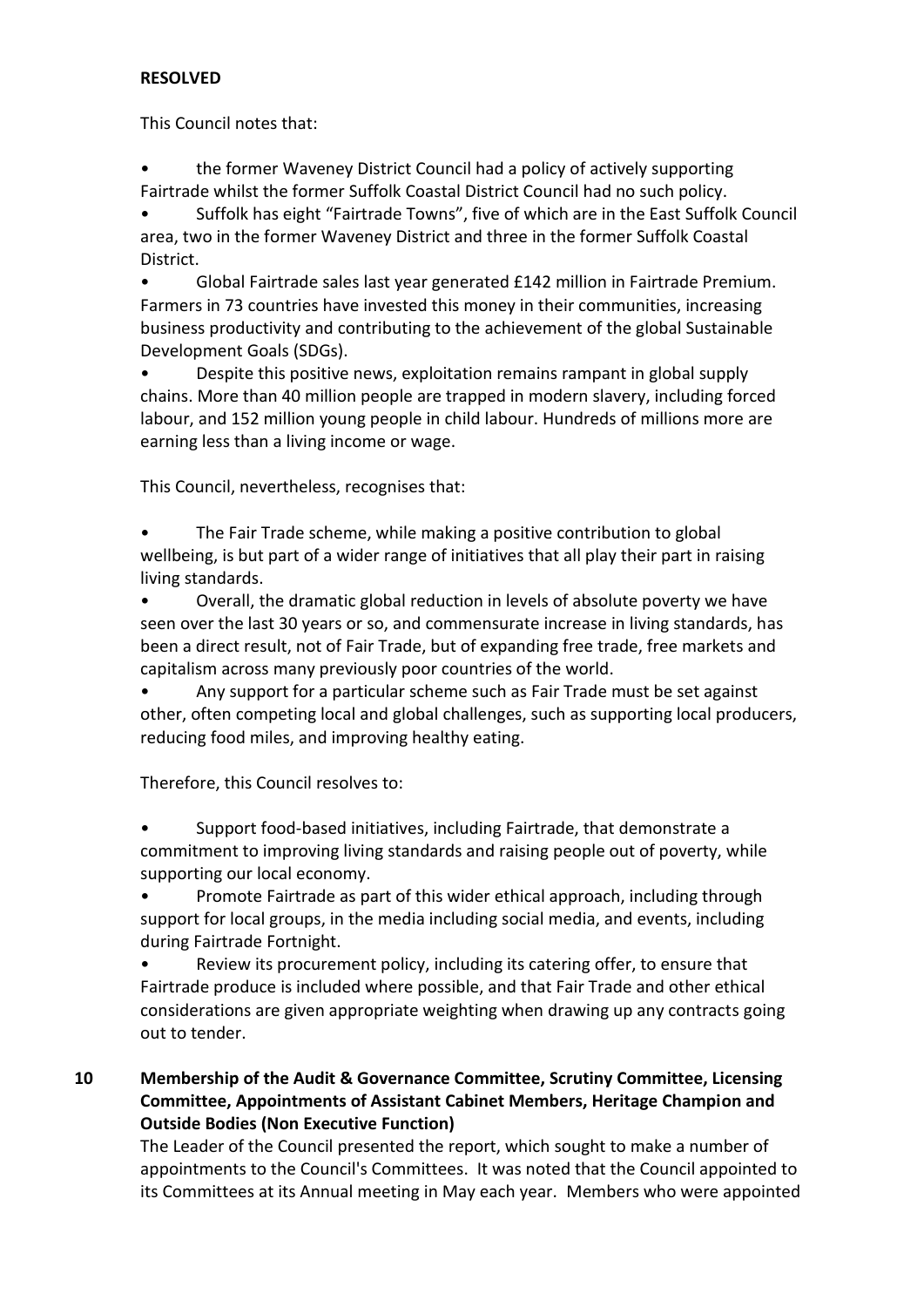**RESOLVED**

This Council notes that:

- the former Waveney District Council had a policy of actively supporting Fairtrade whilst the former Suffolk Coastal District Council had no such policy.
- Suffolk has eight "Fairtrade Towns", five of which are in the East Suffolk Council area, two in the former Waveney District and three in the former Suffolk Coastal District.
- Global Fairtrade sales last year generated £142 million in Fairtrade Premium. Farmers in 73 countries have invested this money in their communities, increasing business productivity and contributing to the achievement of the global Sustainable Development Goals (SDGs).
- Despite this positive news, exploitation remains rampant in global supply chains. More than 40 million people are trapped in modern slavery, including forced labour, and 152 million young people in child labour. Hundreds of millions more are earning less than a living income or wage.

This Council, nevertheless, recognises that:

- The Fair Trade scheme, while making a positive contribution to global wellbeing, is but part of a wider range of initiatives that all play their part in raising living standards.
- Overall, the dramatic global reduction in levels of absolute poverty we have seen over the last 30 years or so, and commensurate increase in living standards, has been a direct result, not of Fair Trade, but of expanding free trade, free markets and capitalism across many previously poor countries of the world.
- Any support for a particular scheme such as Fair Trade must be set against other, often competing local and global challenges, such as supporting local producers, reducing food miles, and improving healthy eating.

Therefore, this Council resolves to:

- Support food-based initiatives, including Fairtrade, that demonstrate a commitment to improving living standards and raising people out of poverty, while supporting our local economy.
- Promote Fairtrade as part of this wider ethical approach, including through support for local groups, in the media including social media, and events, including during Fairtrade Fortnight.
- Review its procurement policy, including its catering offer, to ensure that Fairtrade produce is included where possible, and that Fair Trade and other ethical considerations are given appropriate weighting when drawing up any contracts going out to tender.

**10 Membership of the Audit & Governance Committee, Scrutiny Committee, Licensing Committee, Appointments of Assistant Cabinet Members, Heritage Champion and Outside Bodies (Non Executive Function)**

The Leader of the Council presented the report, which sought to make a number of appointments to the Council's Committees. It was noted that the Council appointed to its Committees at its Annual meeting in May each year. Members who were appointed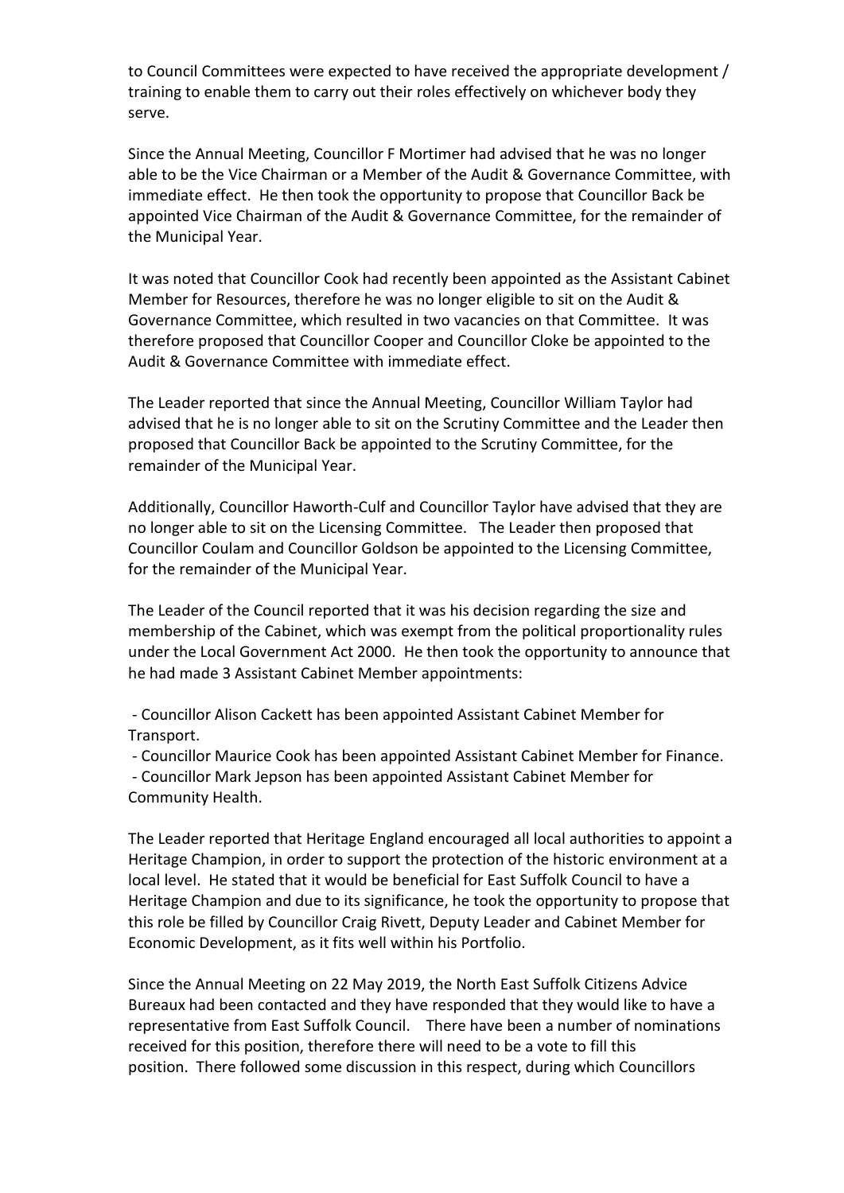to Council Committees were expected to have received the appropriate development / training to enable them to carry out their roles effectively on whichever body they serve.

Since the Annual Meeting, Councillor F Mortimer had advised that he was no longer able to be the Vice Chairman or a Member of the Audit & Governance Committee, with immediate effect. He then took the opportunity to propose that Councillor Back be appointed Vice Chairman of the Audit & Governance Committee, for the remainder of the Municipal Year.

It was noted that Councillor Cook had recently been appointed as the Assistant Cabinet Member for Resources, therefore he was no longer eligible to sit on the Audit & Governance Committee, which resulted in two vacancies on that Committee. It was therefore proposed that Councillor Cooper and Councillor Cloke be appointed to the Audit & Governance Committee with immediate effect.

The Leader reported that since the Annual Meeting, Councillor William Taylor had advised that he is no longer able to sit on the Scrutiny Committee and the Leader then proposed that Councillor Back be appointed to the Scrutiny Committee, for the remainder of the Municipal Year.

Additionally, Councillor Haworth-Culf and Councillor Taylor have advised that they are no longer able to sit on the Licensing Committee. The Leader then proposed that Councillor Coulam and Councillor Goldson be appointed to the Licensing Committee, for the remainder of the Municipal Year.

The Leader of the Council reported that it was his decision regarding the size and membership of the Cabinet, which was exempt from the political proportionality rules under the Local Government Act 2000. He then took the opportunity to announce that he had made 3 Assistant Cabinet Member appointments:

- Councillor Alison Cackett has been appointed Assistant Cabinet Member for Transport.
- Councillor Maurice Cook has been appointed Assistant Cabinet Member for Finance.
- Councillor Mark Jepson has been appointed Assistant Cabinet Member for Community Health.

The Leader reported that Heritage England encouraged all local authorities to appoint a Heritage Champion, in order to support the protection of the historic environment at a local level. He stated that it would be beneficial for East Suffolk Council to have a Heritage Champion and due to its significance, he took the opportunity to propose that this role be filled by Councillor Craig Rivett, Deputy Leader and Cabinet Member for Economic Development, as it fits well within his Portfolio.

Since the Annual Meeting on 22 May 2019, the North East Suffolk Citizens Advice Bureaux had been contacted and they have responded that they would like to have a representative from East Suffolk Council. There have been a number of nominations received for this position, therefore there will need to be a vote to fill this position. There followed some discussion in this respect, during which Councillors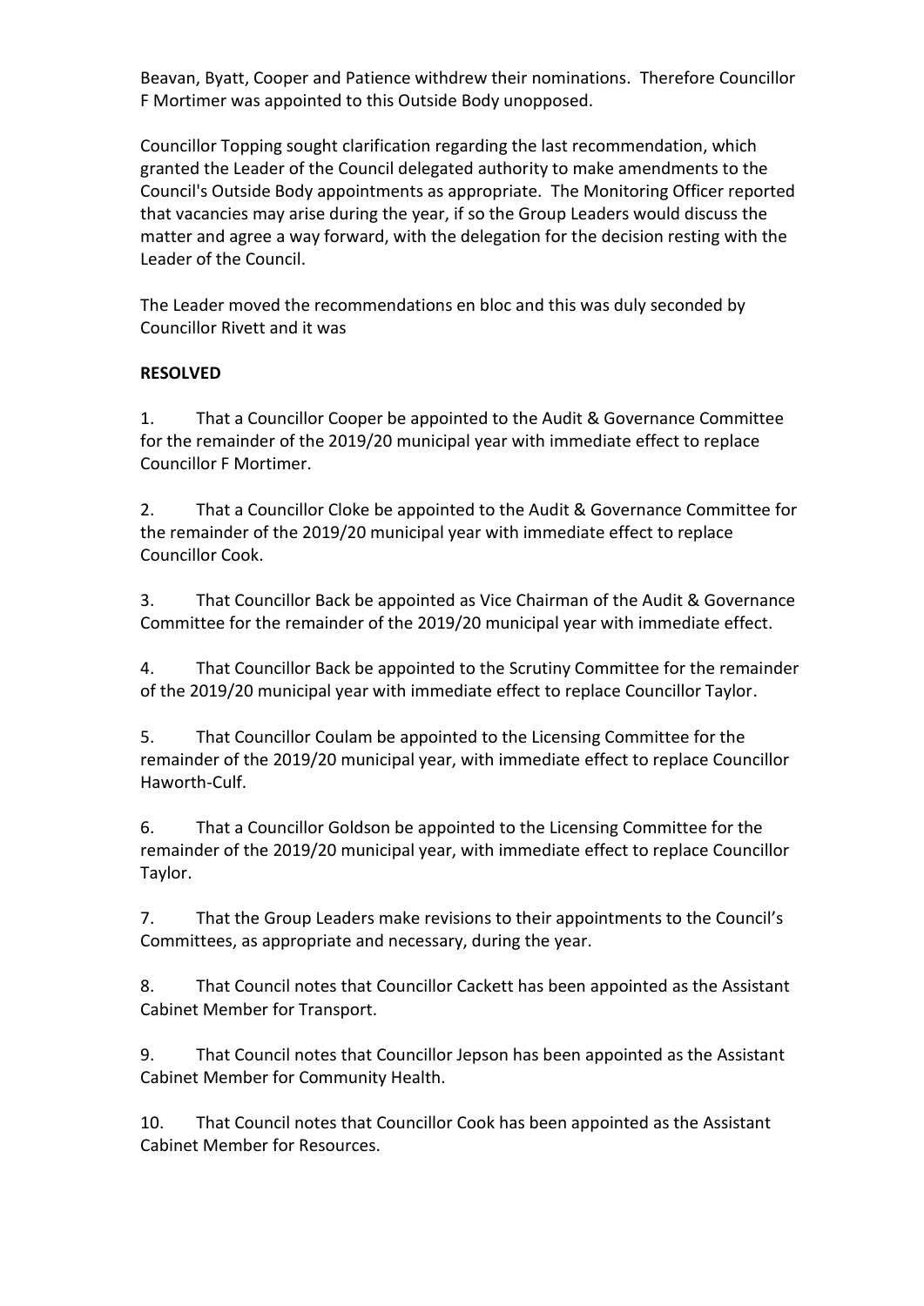Beavan, Byatt, Cooper and Patience withdrew their nominations. Therefore Councillor F Mortimer was appointed to this Outside Body unopposed.

Councillor Topping sought clarification regarding the last recommendation, which granted the Leader of the Council delegated authority to make amendments to the Council's Outside Body appointments as appropriate. The Monitoring Officer reported that vacancies may arise during the year, if so the Group Leaders would discuss the matter and agree a way forward, with the delegation for the decision resting with the Leader of the Council.

The Leader moved the recommendations en bloc and this was duly seconded by Councillor Rivett and it was

**RESOLVED**

1. That a Councillor Cooper be appointed to the Audit & Governance Committee for the remainder of the 2019/20 municipal year with immediate effect to replace Councillor F Mortimer.

2. That a Councillor Cloke be appointed to the Audit & Governance Committee for the remainder of the 2019/20 municipal year with immediate effect to replace Councillor Cook.

3. That Councillor Back be appointed as Vice Chairman of the Audit & Governance Committee for the remainder of the 2019/20 municipal year with immediate effect.

4. That Councillor Back be appointed to the Scrutiny Committee for the remainder of the 2019/20 municipal year with immediate effect to replace Councillor Taylor.

5. That Councillor Coulam be appointed to the Licensing Committee for the remainder of the 2019/20 municipal year, with immediate effect to replace Councillor Haworth-Culf.

6. That a Councillor Goldson be appointed to the Licensing Committee for the remainder of the 2019/20 municipal year, with immediate effect to replace Councillor Taylor.

7. That the Group Leaders make revisions to their appointments to the Council's Committees, as appropriate and necessary, during the year.

8. That Council notes that Councillor Cackett has been appointed as the Assistant Cabinet Member for Transport.

9. That Council notes that Councillor Jepson has been appointed as the Assistant Cabinet Member for Community Health.

10. That Council notes that Councillor Cook has been appointed as the Assistant Cabinet Member for Resources.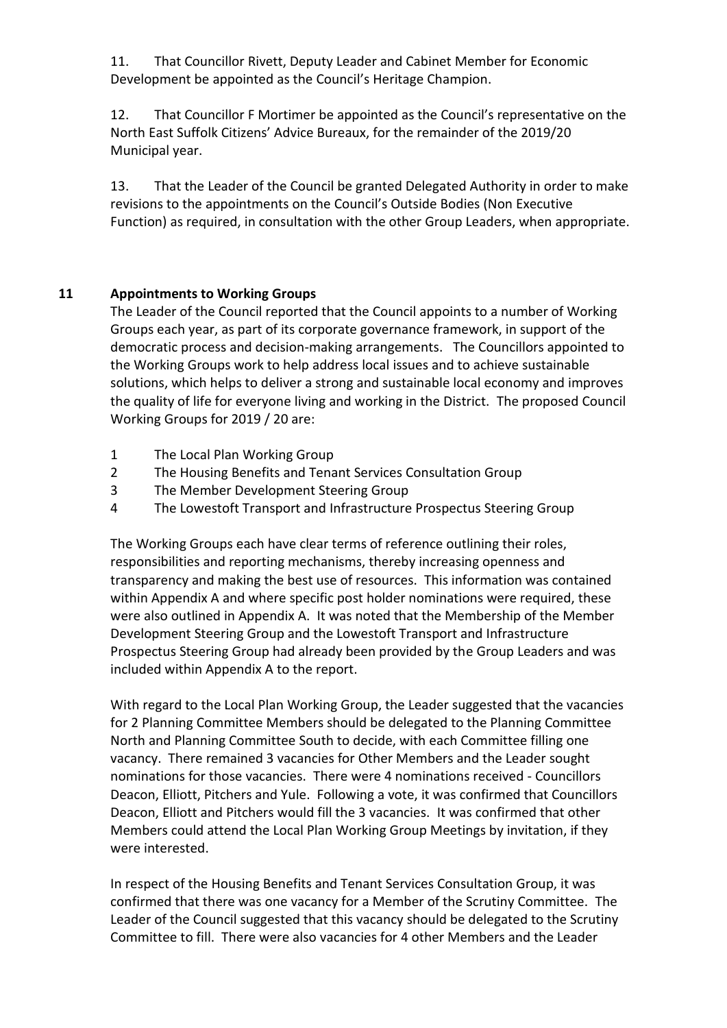11. That Councillor Rivett, Deputy Leader and Cabinet Member for Economic Development be appointed as the Council's Heritage Champion.

12. That Councillor F Mortimer be appointed as the Council's representative on the North East Suffolk Citizens' Advice Bureaux, for the remainder of the 2019/20 Municipal year.

13. That the Leader of the Council be granted Delegated Authority in order to make revisions to the appointments on the Council's Outside Bodies (Non Executive Function) as required, in consultation with the other Group Leaders, when appropriate.

## 11 Appointments to Working Groups

The Leader of the Council reported that the Council appoints to a number of Working Groups each year, as part of its corporate governance framework, in support of the democratic process and decision-making arrangements. The Councillors appointed to the Working Groups work to help address local issues and to achieve sustainable solutions, which helps to deliver a strong and sustainable local economy and improves the quality of life for everyone living and working in the District. The proposed Council Working Groups for 2019 / 20 are:

1. The Local Plan Working Group
2. The Housing Benefits and Tenant Services Consultation Group
3. The Member Development Steering Group
4. The Lowestoft Transport and Infrastructure Prospectus Steering Group

The Working Groups each have clear terms of reference outlining their roles, responsibilities and reporting mechanisms, thereby increasing openness and transparency and making the best use of resources. This information was contained within Appendix A and where specific post holder nominations were required, these were also outlined in Appendix A. It was noted that the Membership of the Member Development Steering Group and the Lowestoft Transport and Infrastructure Prospectus Steering Group had already been provided by the Group Leaders and was included within Appendix A to the report.

With regard to the Local Plan Working Group, the Leader suggested that the vacancies for 2 Planning Committee Members should be delegated to the Planning Committee North and Planning Committee South to decide, with each Committee filling one vacancy. There remained 3 vacancies for Other Members and the Leader sought nominations for those vacancies. There were 4 nominations received - Councillors Deacon, Elliott, Pitchers and Yule. Following a vote, it was confirmed that Councillors Deacon, Elliott and Pitchers would fill the 3 vacancies. It was confirmed that other Members could attend the Local Plan Working Group Meetings by invitation, if they were interested.

In respect of the Housing Benefits and Tenant Services Consultation Group, it was confirmed that there was one vacancy for a Member of the Scrutiny Committee. The Leader of the Council suggested that this vacancy should be delegated to the Scrutiny Committee to fill. There were also vacancies for 4 other Members and the Leader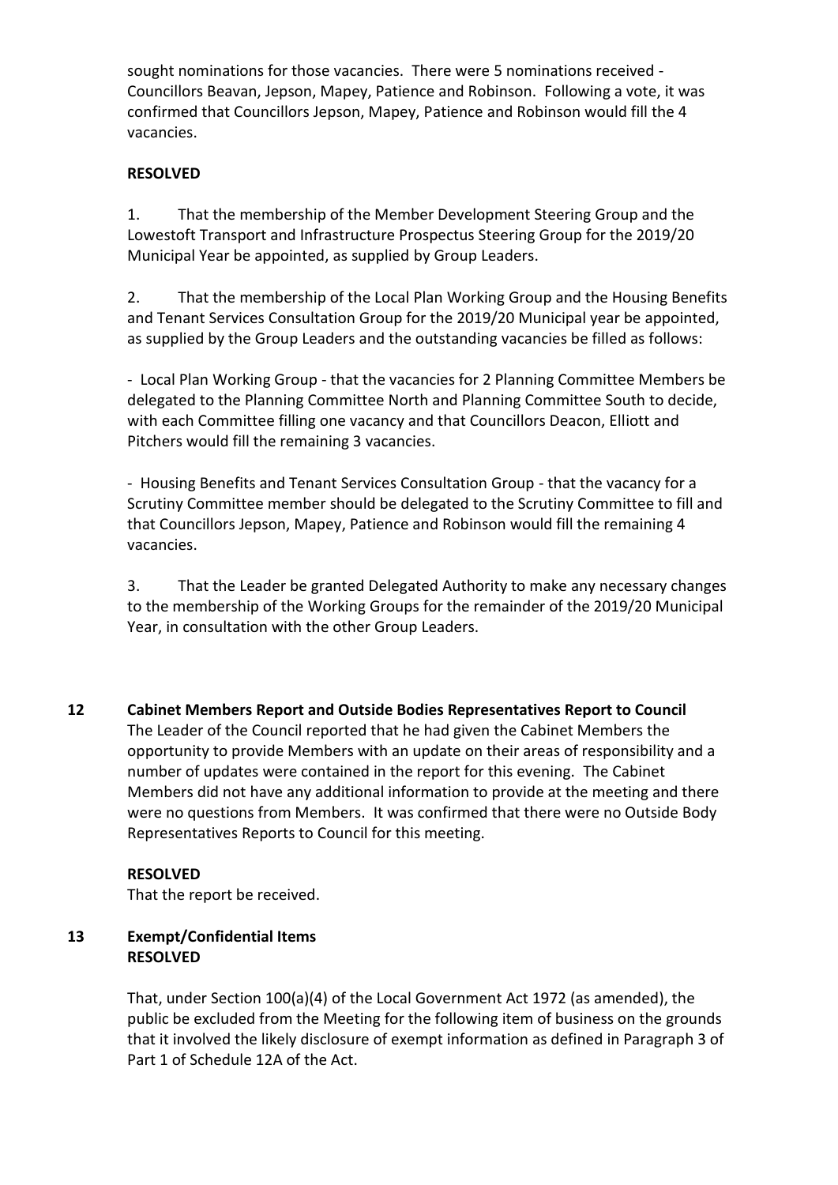sought nominations for those vacancies. There were 5 nominations received - Councillors Beavan, Jepson, Mapey, Patience and Robinson. Following a vote, it was confirmed that Councillors Jepson, Mapey, Patience and Robinson would fill the 4 vacancies.

**RESOLVED**

1. That the membership of the Member Development Steering Group and the Lowestoft Transport and Infrastructure Prospectus Steering Group for the 2019/20 Municipal Year be appointed, as supplied by Group Leaders.

2. That the membership of the Local Plan Working Group and the Housing Benefits and Tenant Services Consultation Group for the 2019/20 Municipal year be appointed, as supplied by the Group Leaders and the outstanding vacancies be filled as follows:

- Local Plan Working Group - that the vacancies for 2 Planning Committee Members be delegated to the Planning Committee North and Planning Committee South to decide, with each Committee filling one vacancy and that Councillors Deacon, Elliott and Pitchers would fill the remaining 3 vacancies.

- Housing Benefits and Tenant Services Consultation Group - that the vacancy for a Scrutiny Committee member should be delegated to the Scrutiny Committee to fill and that Councillors Jepson, Mapey, Patience and Robinson would fill the remaining 4 vacancies.

3. That the Leader be granted Delegated Authority to make any necessary changes to the membership of the Working Groups for the remainder of the 2019/20 Municipal Year, in consultation with the other Group Leaders.

## 12 Cabinet Members Report and Outside Bodies Representatives Report to Council

The Leader of the Council reported that he had given the Cabinet Members the opportunity to provide Members with an update on their areas of responsibility and a number of updates were contained in the report for this evening. The Cabinet Members did not have any additional information to provide at the meeting and there were no questions from Members. It was confirmed that there were no Outside Body Representatives Reports to Council for this meeting.

**RESOLVED**

That the report be received.

## 13 Exempt/Confidential Items

**RESOLVED**

That, under Section 100(a)(4) of the Local Government Act 1972 (as amended), the public be excluded from the Meeting for the following item of business on the grounds that it involved the likely disclosure of exempt information as defined in Paragraph 3 of Part 1 of Schedule 12A of the Act.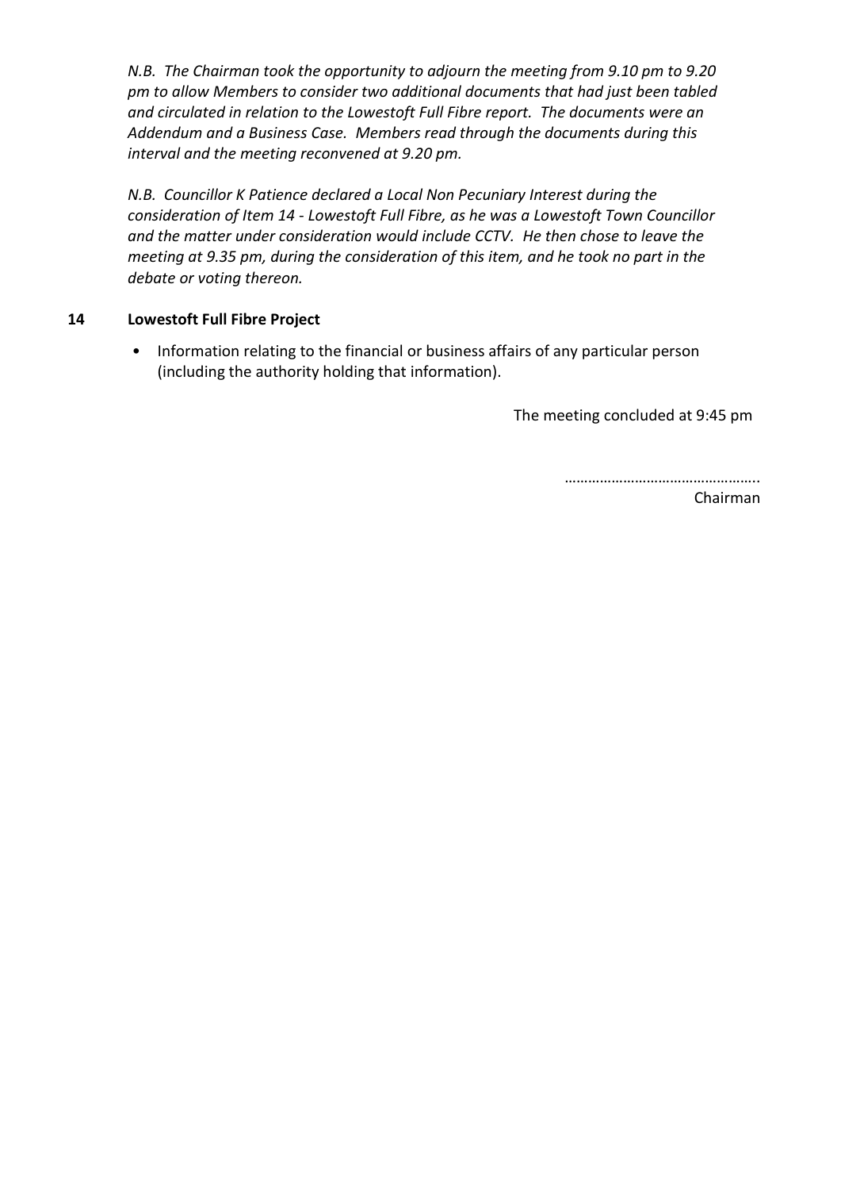*N.B. The Chairman took the opportunity to adjourn the meeting from 9.10 pm to 9.20 pm to allow Members to consider two additional documents that had just been tabled and circulated in relation to the Lowestoft Full Fibre report. The documents were an Addendum and a Business Case. Members read through the documents during this interval and the meeting reconvened at 9.20 pm.*

*N.B. Councillor K Patience declared a Local Non Pecuniary Interest during the consideration of Item 14 - Lowestoft Full Fibre, as he was a Lowestoft Town Councillor and the matter under consideration would include CCTV. He then chose to leave the meeting at 9.35 pm, during the consideration of this item, and he took no part in the debate or voting thereon.*

**14 Lowestoft Full Fibre Project**

- Information relating to the financial or business affairs of any particular person (including the authority holding that information).

The meeting concluded at 9:45 pm

…………………………………………..

Chairman